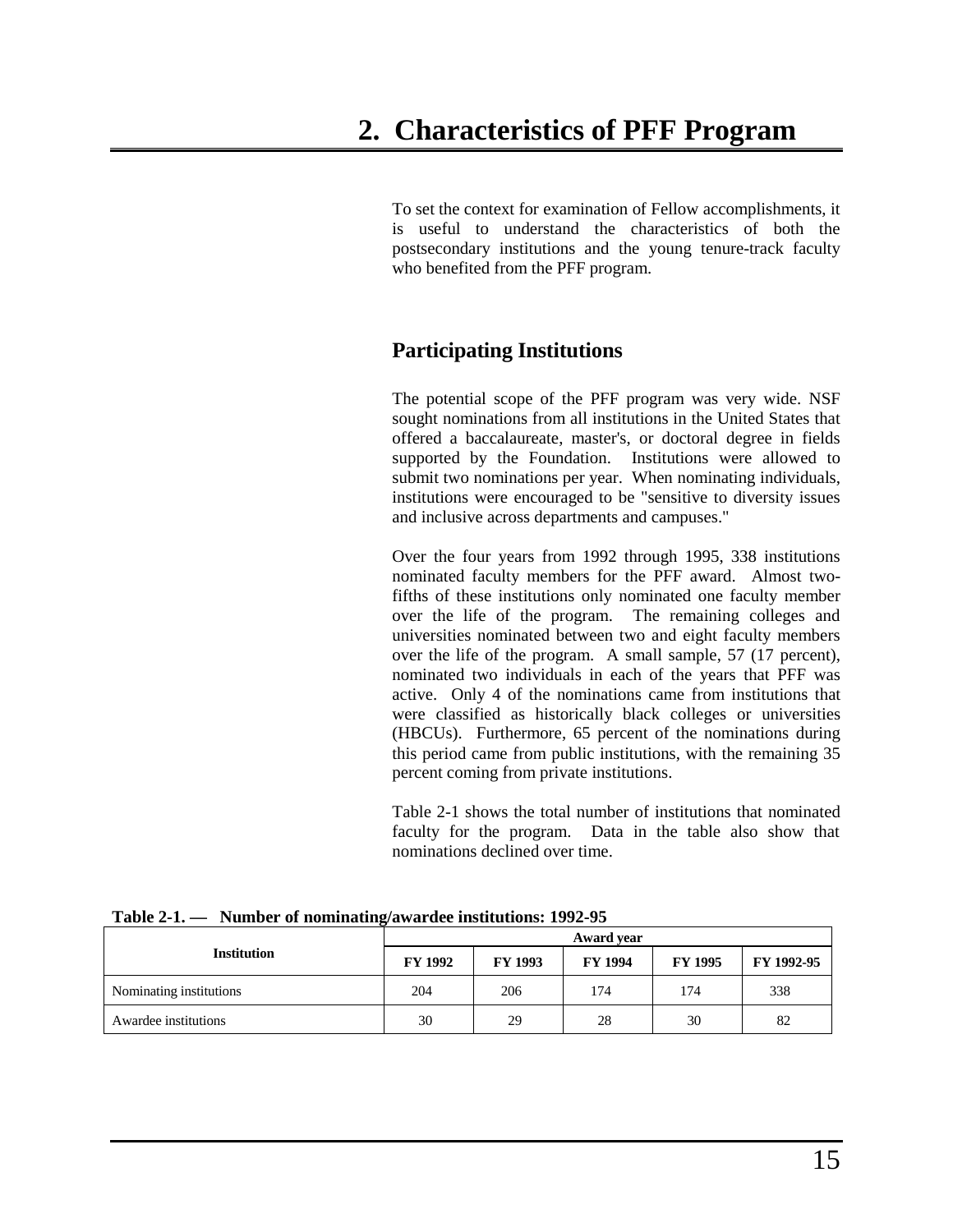# 2. Characteristics of PFF Program

To set the context for examination of Fellow accomplishments, it is useful to understand the characteristics of both the postsecondary institutions and the young tenure-track faculty who benefited from the PFF program.

## Participating Institutions

The potential scope of the PFF program was very wide. NSF sought nominations from all institutions in the United States that offered a baccalaureate, master's, or doctoral degree in fields supported by the Foundation. Institutions were allowed to submit two nominations per year. When nominating individuals, institutions were encouraged to be "sensitive to diversity issues and inclusive across departments and campuses."

Over the four years from 1992 through 1995, 338 institutions nominated faculty members for the PFF award. Almost two-fifths of these institutions only nominated one faculty member over the life of the program. The remaining colleges and universities nominated between two and eight faculty members over the life of the program. A small sample, 57 (17 percent), nominated two individuals in each of the years that PFF was active. Only 4 of the nominations came from institutions that were classified as historically black colleges or universities (HBCUs). Furthermore, 65 percent of the nominations during this period came from public institutions, with the remaining 35 percent coming from private institutions.

Table 2-1 shows the total number of institutions that nominated faculty for the program. Data in the table also show that nominations declined over time.

**Table 2-1. — Number of nominating/awardee institutions: 1992-95**

| Institution | Award year | | | | |
|---|---|---|---|---|---|
| | **FY 1992** | **FY 1993** | **FY 1994** | **FY 1995** | **FY 1992-95** |
| Nominating institutions | 204 | 206 | 174 | 174 | 338 |
| Awardee institutions | 30 | 29 | 28 | 30 | 82 |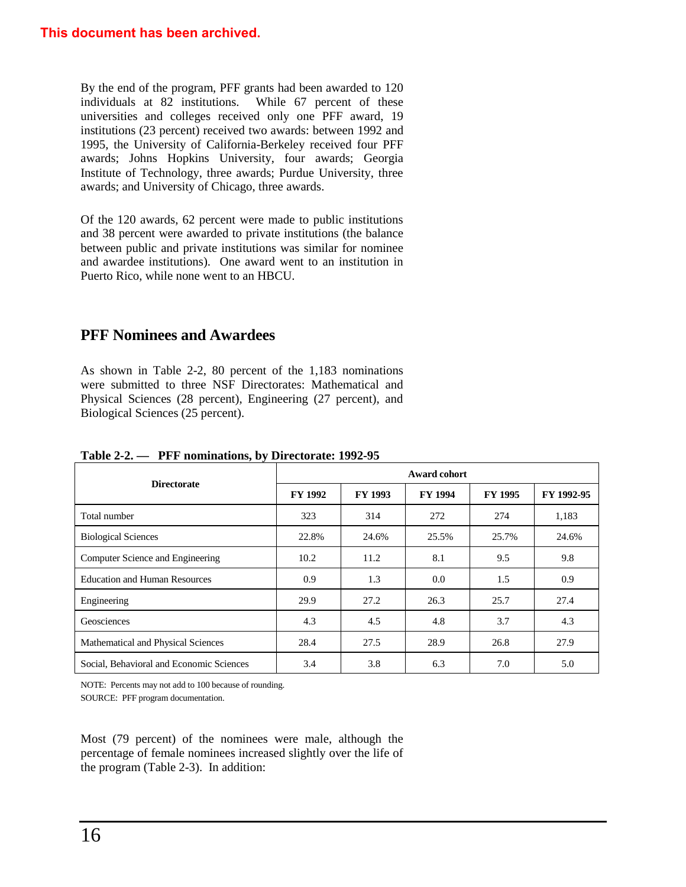**This document has been archived.**

By the end of the program, PFF grants had been awarded to 120 individuals at 82 institutions. While 67 percent of these universities and colleges received only one PFF award, 19 institutions (23 percent) received two awards: between 1992 and 1995, the University of California-Berkeley received four PFF awards; Johns Hopkins University, four awards; Georgia Institute of Technology, three awards; Purdue University, three awards; and University of Chicago, three awards.

Of the 120 awards, 62 percent were made to public institutions and 38 percent were awarded to private institutions (the balance between public and private institutions was similar for nominee and awardee institutions). One award went to an institution in Puerto Rico, while none went to an HBCU.

## PFF Nominees and Awardees

As shown in Table 2-2, 80 percent of the 1,183 nominations were submitted to three NSF Directorates: Mathematical and Physical Sciences (28 percent), Engineering (27 percent), and Biological Sciences (25 percent).

**Table 2-2. — PFF nominations, by Directorate: 1992-95**

| Directorate | Award cohort | | | | |
|---|---|---|---|---|---|
| | FY 1992 | FY 1993 | FY 1994 | FY 1995 | FY 1992-95 |
| Total number | 323 | 314 | 272 | 274 | 1,183 |
| Biological Sciences | 22.8% | 24.6% | 25.5% | 25.7% | 24.6% |
| Computer Science and Engineering | 10.2 | 11.2 | 8.1 | 9.5 | 9.8 |
| Education and Human Resources | 0.9 | 1.3 | 0.0 | 1.5 | 0.9 |
| Engineering | 29.9 | 27.2 | 26.3 | 25.7 | 27.4 |
| Geosciences | 4.3 | 4.5 | 4.8 | 3.7 | 4.3 |
| Mathematical and Physical Sciences | 28.4 | 27.5 | 28.9 | 26.8 | 27.9 |
| Social, Behavioral and Economic Sciences | 3.4 | 3.8 | 6.3 | 7.0 | 5.0 |

NOTE: Percents may not add to 100 because of rounding.
SOURCE: PFF program documentation.

Most (79 percent) of the nominees were male, although the percentage of female nominees increased slightly over the life of the program (Table 2-3). In addition: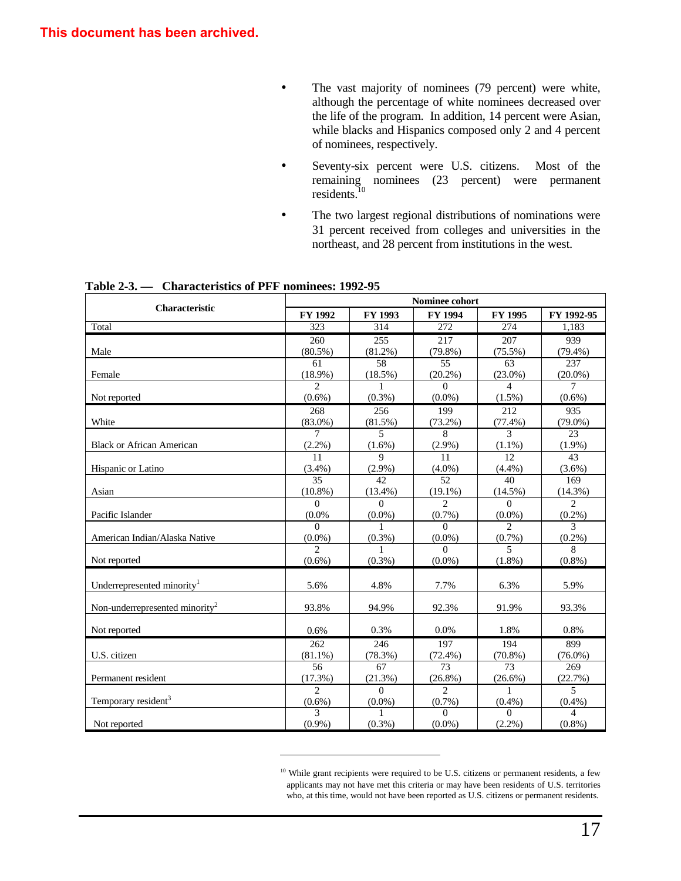This document has been archived.

- The vast majority of nominees (79 percent) were white, although the percentage of white nominees decreased over the life of the program. In addition, 14 percent were Asian, while blacks and Hispanics composed only 2 and 4 percent of nominees, respectively.
- Seventy-six percent were U.S. citizens. Most of the remaining nominees (23 percent) were permanent residents.[10]
- The two largest regional distributions of nominations were 31 percent received from colleges and universities in the northeast, and 28 percent from institutions in the west.

**Table 2-3. — Characteristics of PFF nominees: 1992-95**

| Characteristic | Nominee cohort | | | | |
|---|---|---|---|---|---|
| | FY 1992 | FY 1993 | FY 1994 | FY 1995 | FY 1992-95 |
| Total | 323 | 314 | 272 | 274 | 1,183 |
| Male | 260 (80.5%) | 255 (81.2%) | 217 (79.8%) | 207 (75.5%) | 939 (79.4%) |
| Female | 61 (18.9%) | 58 (18.5%) | 55 (20.2%) | 63 (23.0%) | 237 (20.0%) |
| Not reported | 2 (0.6%) | 1 (0.3%) | 0 (0.0%) | 4 (1.5%) | 7 (0.6%) |
| White | 268 (83.0%) | 256 (81.5%) | 199 (73.2%) | 212 (77.4%) | 935 (79.0%) |
| Black or African American | 7 (2.2%) | 5 (1.6%) | 8 (2.9%) | 3 (1.1%) | 23 (1.9%) |
| Hispanic or Latino | 11 (3.4%) | 9 (2.9%) | 11 (4.0%) | 12 (4.4%) | 43 (3.6%) |
| Asian | 35 (10.8%) | 42 (13.4%) | 52 (19.1%) | 40 (14.5%) | 169 (14.3%) |
| Pacific Islander | 0 (0.0% | 0 (0.0%) | 2 (0.7%) | 0 (0.0%) | 2 (0.2%) |
| American Indian/Alaska Native | 0 (0.0%) | 1 (0.3%) | 0 (0.0%) | 2 (0.7%) | 3 (0.2%) |
| Not reported | 2 (0.6%) | 1 (0.3%) | 0 (0.0%) | 5 (1.8%) | 8 (0.8%) |
| Underrepresented minority[1] | 5.6% | 4.8% | 7.7% | 6.3% | 5.9% |
| Non-underrepresented minority[2] | 93.8% | 94.9% | 92.3% | 91.9% | 93.3% |
| Not reported | 0.6% | 0.3% | 0.0% | 1.8% | 0.8% |
| U.S. citizen | 262 (81.1%) | 246 (78.3%) | 197 (72.4%) | 194 (70.8%) | 899 (76.0%) |
| Permanent resident | 56 (17.3%) | 67 (21.3%) | 73 (26.8%) | 73 (26.6%) | 269 (22.7%) |
| Temporary resident[3] | 2 (0.6%) | 0 (0.0%) | 2 (0.7%) | 1 (0.4%) | 5 (0.4%) |
| Not reported | 3 (0.9%) | 1 (0.3%) | 0 (0.0%) | 0 (2.2%) | 4 (0.8%) |

[10] While grant recipients were required to be U.S. citizens or permanent residents, a few applicants may not have met this criteria or may have been residents of U.S. territories who, at this time, would not have been reported as U.S. citizens or permanent residents.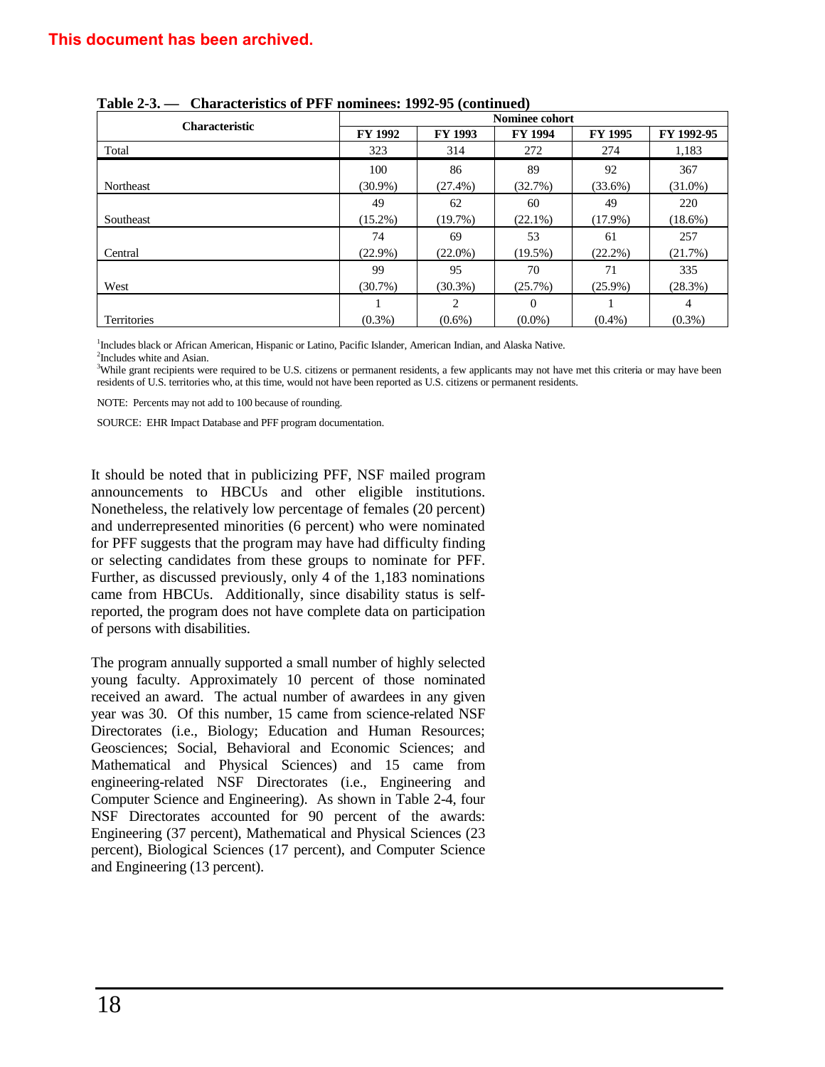This document has been archived.

**Table 2-3. — Characteristics of PFF nominees: 1992-95 (continued)**

| Characteristic | Nominee cohort | | | | |
|---|---|---|---|---|---|
| | FY 1992 | FY 1993 | FY 1994 | FY 1995 | FY 1992-95 |
| Total | 323 | 314 | 272 | 274 | 1,183 |
| Northeast | 100 (30.9%) | 86 (27.4%) | 89 (32.7%) | 92 (33.6%) | 367 (31.0%) |
| Southeast | 49 (15.2%) | 62 (19.7%) | 60 (22.1%) | 49 (17.9%) | 220 (18.6%) |
| Central | 74 (22.9%) | 69 (22.0%) | 53 (19.5%) | 61 (22.2%) | 257 (21.7%) |
| West | 99 (30.7%) | 95 (30.3%) | 70 (25.7%) | 71 (25.9%) | 335 (28.3%) |
| Territories | 1 (0.3%) | 2 (0.6%) | 0 (0.0%) | 1 (0.4%) | 4 (0.3%) |

[1]Includes black or African American, Hispanic or Latino, Pacific Islander, American Indian, and Alaska Native.
[2]Includes white and Asian.
[3]While grant recipients were required to be U.S. citizens or permanent residents, a few applicants may not have met this criteria or may have been residents of U.S. territories who, at this time, would not have been reported as U.S. citizens or permanent residents.

NOTE: Percents may not add to 100 because of rounding.

SOURCE: EHR Impact Database and PFF program documentation.

It should be noted that in publicizing PFF, NSF mailed program announcements to HBCUs and other eligible institutions. Nonetheless, the relatively low percentage of females (20 percent) and underrepresented minorities (6 percent) who were nominated for PFF suggests that the program may have had difficulty finding or selecting candidates from these groups to nominate for PFF. Further, as discussed previously, only 4 of the 1,183 nominations came from HBCUs. Additionally, since disability status is self-reported, the program does not have complete data on participation of persons with disabilities.

The program annually supported a small number of highly selected young faculty. Approximately 10 percent of those nominated received an award. The actual number of awardees in any given year was 30. Of this number, 15 came from science-related NSF Directorates (i.e., Biology; Education and Human Resources; Geosciences; Social, Behavioral and Economic Sciences; and Mathematical and Physical Sciences) and 15 came from engineering-related NSF Directorates (i.e., Engineering and Computer Science and Engineering). As shown in Table 2-4, four NSF Directorates accounted for 90 percent of the awards: Engineering (37 percent), Mathematical and Physical Sciences (23 percent), Biological Sciences (17 percent), and Computer Science and Engineering (13 percent).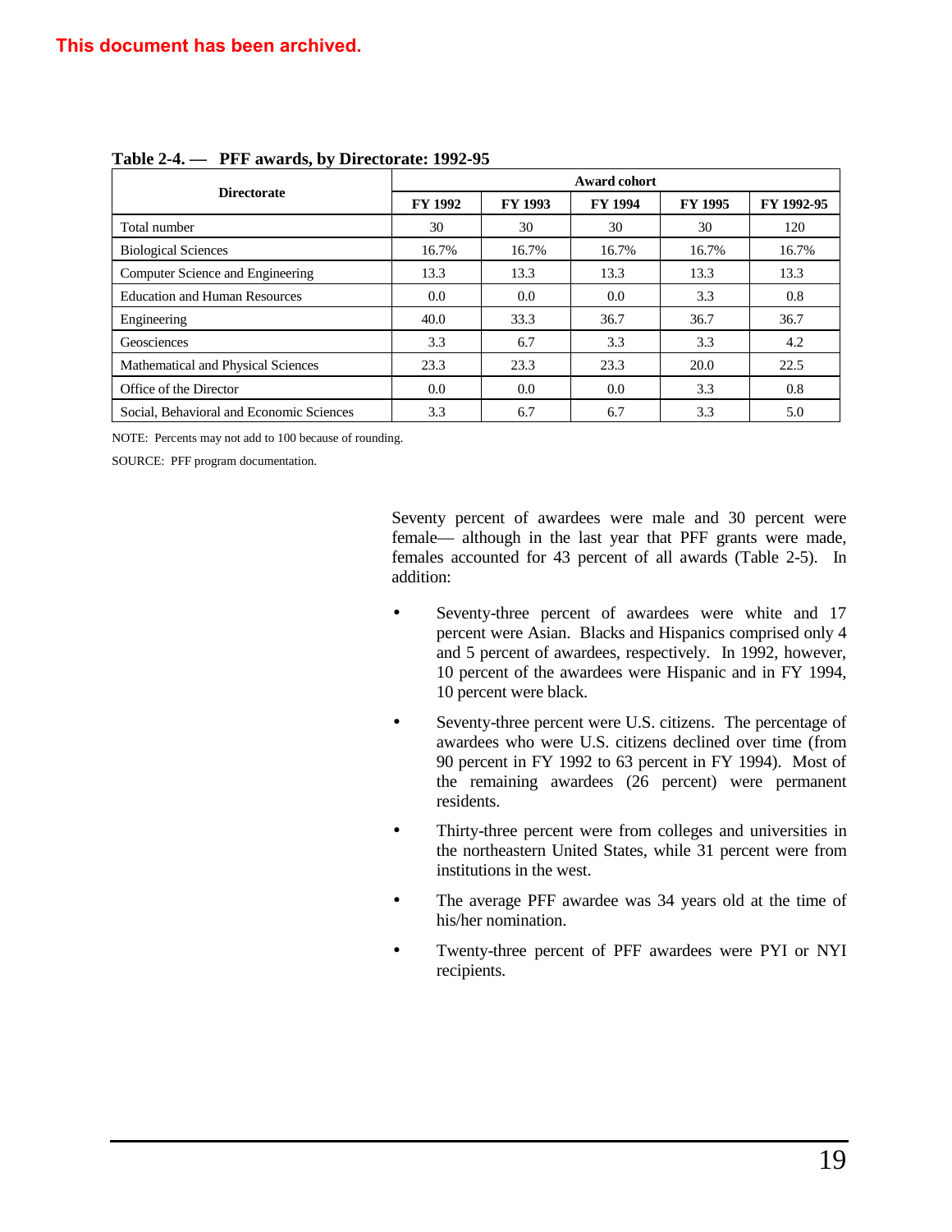This document has been archived.

**Table 2-4. — PFF awards, by Directorate: 1992-95**

| Directorate | Award cohort | | | | |
|---|---|---|---|---|---|
| | FY 1992 | FY 1993 | FY 1994 | FY 1995 | FY 1992-95 |
| Total number | 30 | 30 | 30 | 30 | 120 |
| Biological Sciences | 16.7% | 16.7% | 16.7% | 16.7% | 16.7% |
| Computer Science and Engineering | 13.3 | 13.3 | 13.3 | 13.3 | 13.3 |
| Education and Human Resources | 0.0 | 0.0 | 0.0 | 3.3 | 0.8 |
| Engineering | 40.0 | 33.3 | 36.7 | 36.7 | 36.7 |
| Geosciences | 3.3 | 6.7 | 3.3 | 3.3 | 4.2 |
| Mathematical and Physical Sciences | 23.3 | 23.3 | 23.3 | 20.0 | 22.5 |
| Office of the Director | 0.0 | 0.0 | 0.0 | 3.3 | 0.8 |
| Social, Behavioral and Economic Sciences | 3.3 | 6.7 | 6.7 | 3.3 | 5.0 |

NOTE: Percents may not add to 100 because of rounding.

SOURCE: PFF program documentation.

Seventy percent of awardees were male and 30 percent were female— although in the last year that PFF grants were made, females accounted for 43 percent of all awards (Table 2-5). In addition:

- Seventy-three percent of awardees were white and 17 percent were Asian. Blacks and Hispanics comprised only 4 and 5 percent of awardees, respectively. In 1992, however, 10 percent of the awardees were Hispanic and in FY 1994, 10 percent were black.
- Seventy-three percent were U.S. citizens. The percentage of awardees who were U.S. citizens declined over time (from 90 percent in FY 1992 to 63 percent in FY 1994). Most of the remaining awardees (26 percent) were permanent residents.
- Thirty-three percent were from colleges and universities in the northeastern United States, while 31 percent were from institutions in the west.
- The average PFF awardee was 34 years old at the time of his/her nomination.
- Twenty-three percent of PFF awardees were PYI or NYI recipients.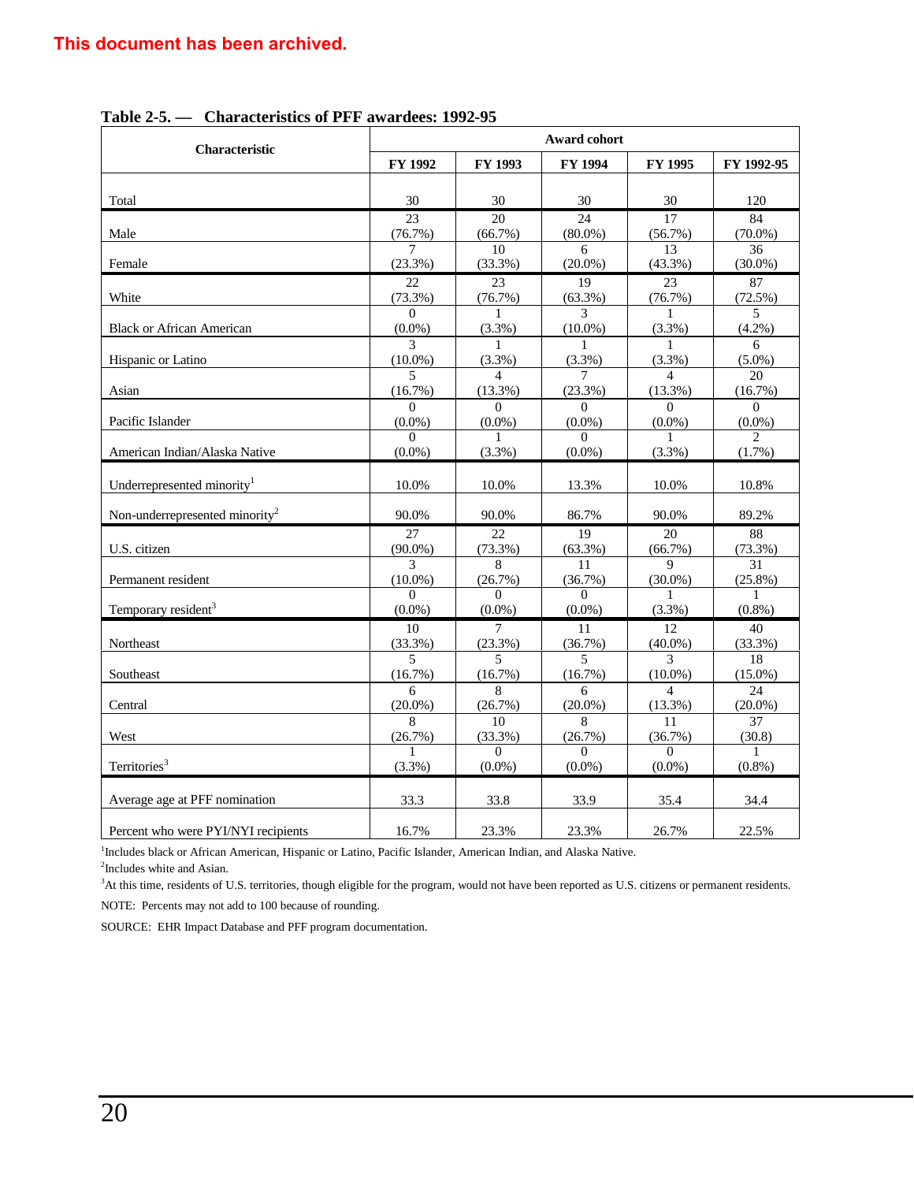This document has been archived.

**Table 2-5. — Characteristics of PFF awardees: 1992-95**

| Characteristic | Award cohort | | | | |
|---|---|---|---|---|---|
| | FY 1992 | FY 1993 | FY 1994 | FY 1995 | FY 1992-95 |
| Total | 30 | 30 | 30 | 30 | 120 |
| Male | 23 (76.7%) | 20 (66.7%) | 24 (80.0%) | 17 (56.7%) | 84 (70.0%) |
| Female | 7 (23.3%) | 10 (33.3%) | 6 (20.0%) | 13 (43.3%) | 36 (30.0%) |
| White | 22 (73.3%) | 23 (76.7%) | 19 (63.3%) | 23 (76.7%) | 87 (72.5%) |
| Black or African American | 0 (0.0%) | 1 (3.3%) | 3 (10.0%) | 1 (3.3%) | 5 (4.2%) |
| Hispanic or Latino | 3 (10.0%) | 1 (3.3%) | 1 (3.3%) | 1 (3.3%) | 6 (5.0%) |
| Asian | 5 (16.7%) | 4 (13.3%) | 7 (23.3%) | 4 (13.3%) | 20 (16.7%) |
| Pacific Islander | 0 (0.0%) | 0 (0.0%) | 0 (0.0%) | 0 (0.0%) | 0 (0.0%) |
| American Indian/Alaska Native | 0 (0.0%) | 1 (3.3%) | 0 (0.0%) | 1 (3.3%) | 2 (1.7%) |
| Underrepresented minority[1] | 10.0% | 10.0% | 13.3% | 10.0% | 10.8% |
| Non-underrepresented minority[2] | 90.0% | 90.0% | 86.7% | 90.0% | 89.2% |
| U.S. citizen | 27 (90.0%) | 22 (73.3%) | 19 (63.3%) | 20 (66.7%) | 88 (73.3%) |
| Permanent resident | 3 (10.0%) | 8 (26.7%) | 11 (36.7%) | 9 (30.0%) | 31 (25.8%) |
| Temporary resident[3] | 0 (0.0%) | 0 (0.0%) | 0 (0.0%) | 1 (3.3%) | 1 (0.8%) |
| Northeast | 10 (33.3%) | 7 (23.3%) | 11 (36.7%) | 12 (40.0%) | 40 (33.3%) |
| Southeast | 5 (16.7%) | 5 (16.7%) | 5 (16.7%) | 3 (10.0%) | 18 (15.0%) |
| Central | 6 (20.0%) | 8 (26.7%) | 6 (20.0%) | 4 (13.3%) | 24 (20.0%) |
| West | 8 (26.7%) | 10 (33.3%) | 8 (26.7%) | 11 (36.7%) | 37 (30.8) |
| Territories[3] | 1 (3.3%) | 0 (0.0%) | 0 (0.0%) | 0 (0.0%) | 1 (0.8%) |
| Average age at PFF nomination | 33.3 | 33.8 | 33.9 | 35.4 | 34.4 |
| Percent who were PYI/NYI recipients | 16.7% | 23.3% | 23.3% | 26.7% | 22.5% |

[1]Includes black or African American, Hispanic or Latino, Pacific Islander, American Indian, and Alaska Native.

[2]Includes white and Asian.

[3]At this time, residents of U.S. territories, though eligible for the program, would not have been reported as U.S. citizens or permanent residents.

NOTE: Percents may not add to 100 because of rounding.

SOURCE: EHR Impact Database and PFF program documentation.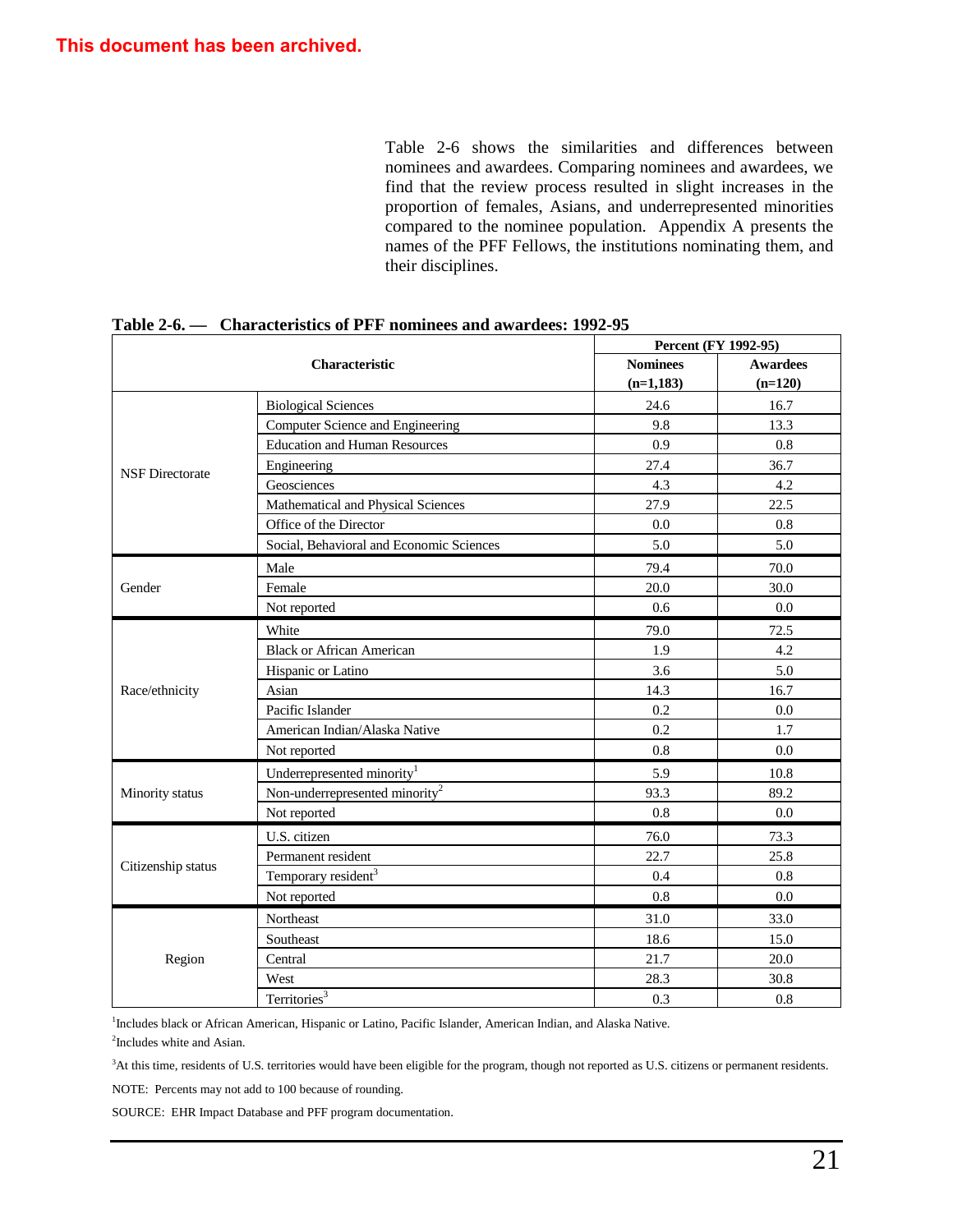This document has been archived.

Table 2-6 shows the similarities and differences between nominees and awardees. Comparing nominees and awardees, we find that the review process resulted in slight increases in the proportion of females, Asians, and underrepresented minorities compared to the nominee population. Appendix A presents the names of the PFF Fellows, the institutions nominating them, and their disciplines.

**Table 2-6. — Characteristics of PFF nominees and awardees: 1992-95**

| Characteristic | | Percent (FY 1992-95) | |
|---|---|---|---|
| | | Nominees (n=1,183) | Awardees (n=120) |
| NSF Directorate | Biological Sciences | 24.6 | 16.7 |
| | Computer Science and Engineering | 9.8 | 13.3 |
| | Education and Human Resources | 0.9 | 0.8 |
| | Engineering | 27.4 | 36.7 |
| | Geosciences | 4.3 | 4.2 |
| | Mathematical and Physical Sciences | 27.9 | 22.5 |
| | Office of the Director | 0.0 | 0.8 |
| | Social, Behavioral and Economic Sciences | 5.0 | 5.0 |
| Gender | Male | 79.4 | 70.0 |
| | Female | 20.0 | 30.0 |
| | Not reported | 0.6 | 0.0 |
| Race/ethnicity | White | 79.0 | 72.5 |
| | Black or African American | 1.9 | 4.2 |
| | Hispanic or Latino | 3.6 | 5.0 |
| | Asian | 14.3 | 16.7 |
| | Pacific Islander | 0.2 | 0.0 |
| | American Indian/Alaska Native | 0.2 | 1.7 |
| | Not reported | 0.8 | 0.0 |
| Minority status | Underrepresented minority[1] | 5.9 | 10.8 |
| | Non-underrepresented minority[2] | 93.3 | 89.2 |
| | Not reported | 0.8 | 0.0 |
| Citizenship status | U.S. citizen | 76.0 | 73.3 |
| | Permanent resident | 22.7 | 25.8 |
| | Temporary resident[3] | 0.4 | 0.8 |
| | Not reported | 0.8 | 0.0 |
| Region | Northeast | 31.0 | 33.0 |
| | Southeast | 18.6 | 15.0 |
| | Central | 21.7 | 20.0 |
| | West | 28.3 | 30.8 |
| | Territories[3] | 0.3 | 0.8 |

[1]Includes black or African American, Hispanic or Latino, Pacific Islander, American Indian, and Alaska Native.

[2]Includes white and Asian.

[3]At this time, residents of U.S. territories would have been eligible for the program, though not reported as U.S. citizens or permanent residents.

NOTE: Percents may not add to 100 because of rounding.

SOURCE: EHR Impact Database and PFF program documentation.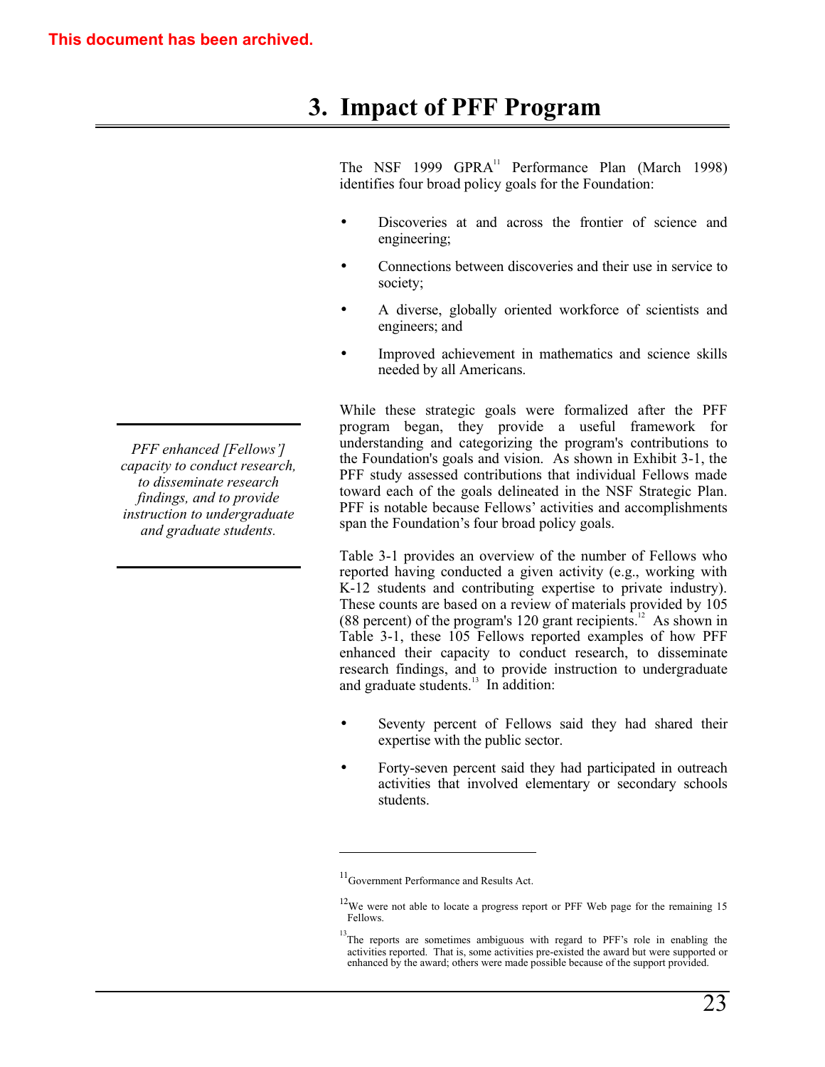This document has been archived.

# 3. Impact of PFF Program

The NSF 1999 GPRA[11] Performance Plan (March 1998) identifies four broad policy goals for the Foundation:

- Discoveries at and across the frontier of science and engineering;
- Connections between discoveries and their use in service to society;
- A diverse, globally oriented workforce of scientists and engineers; and
- Improved achievement in mathematics and science skills needed by all Americans.

*PFF enhanced [Fellows'] capacity to conduct research, to disseminate research findings, and to provide instruction to undergraduate and graduate students.*

While these strategic goals were formalized after the PFF program began, they provide a useful framework for understanding and categorizing the program's contributions to the Foundation's goals and vision. As shown in Exhibit 3-1, the PFF study assessed contributions that individual Fellows made toward each of the goals delineated in the NSF Strategic Plan. PFF is notable because Fellows' activities and accomplishments span the Foundation's four broad policy goals.

Table 3-1 provides an overview of the number of Fellows who reported having conducted a given activity (e.g., working with K-12 students and contributing expertise to private industry). These counts are based on a review of materials provided by 105 (88 percent) of the program's 120 grant recipients.[12] As shown in Table 3-1, these 105 Fellows reported examples of how PFF enhanced their capacity to conduct research, to disseminate research findings, and to provide instruction to undergraduate and graduate students.[13] In addition:

- Seventy percent of Fellows said they had shared their expertise with the public sector.
- Forty-seven percent said they had participated in outreach activities that involved elementary or secondary schools students.

---

[11] Government Performance and Results Act.

[12] We were not able to locate a progress report or PFF Web page for the remaining 15 Fellows.

[13] The reports are sometimes ambiguous with regard to PFF's role in enabling the activities reported. That is, some activities pre-existed the award but were supported or enhanced by the award; others were made possible because of the support provided.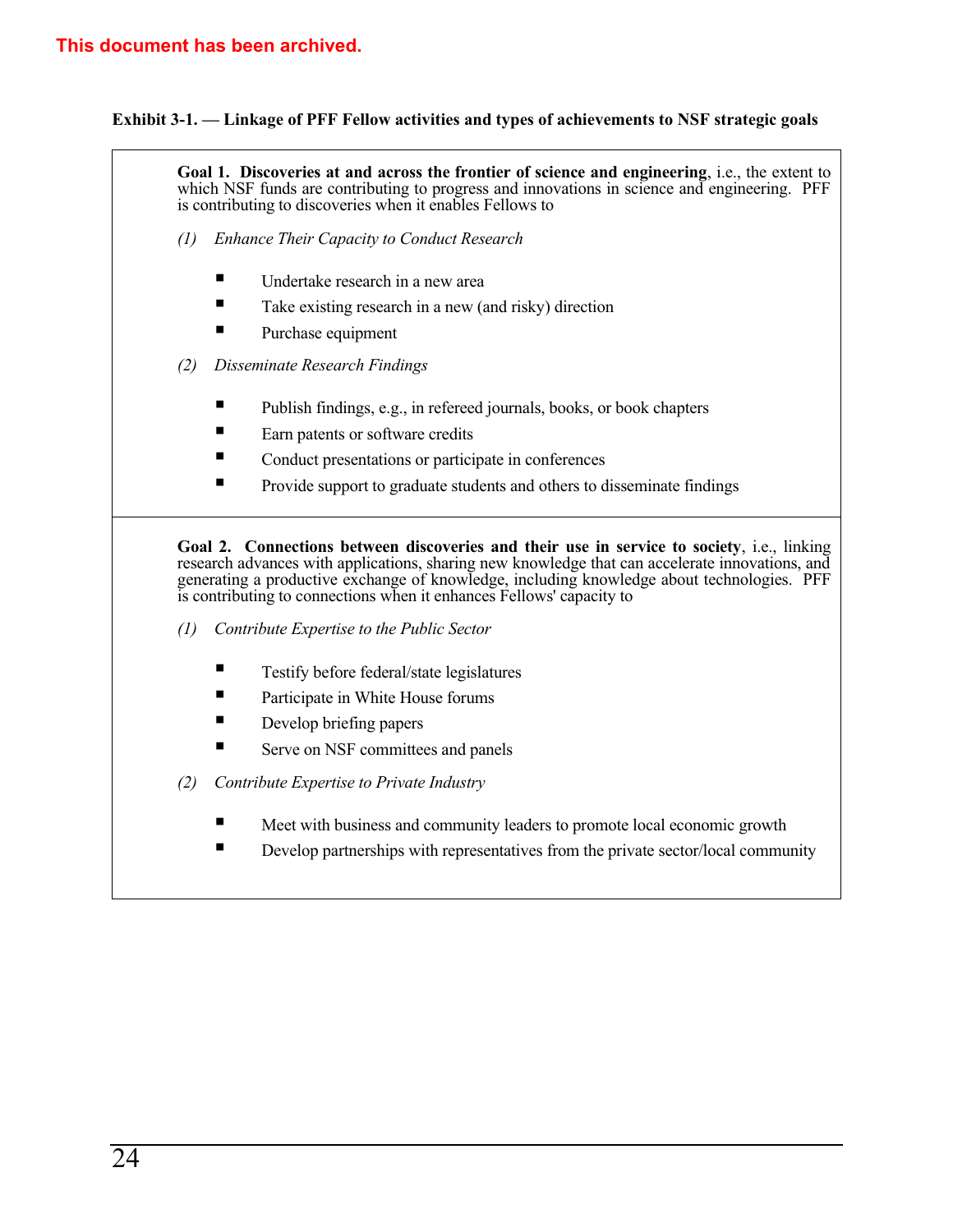This document has been archived.

**Exhibit 3-1. — Linkage of PFF Fellow activities and types of achievements to NSF strategic goals**

**Goal 1. Discoveries at and across the frontier of science and engineering**, i.e., the extent to which NSF funds are contributing to progress and innovations in science and engineering. PFF is contributing to discoveries when it enables Fellows to

*(1) Enhance Their Capacity to Conduct Research*

- Undertake research in a new area
- Take existing research in a new (and risky) direction
- Purchase equipment

*(2) Disseminate Research Findings*

- Publish findings, e.g., in refereed journals, books, or book chapters
- Earn patents or software credits
- Conduct presentations or participate in conferences
- Provide support to graduate students and others to disseminate findings

**Goal 2. Connections between discoveries and their use in service to society**, i.e., linking research advances with applications, sharing new knowledge that can accelerate innovations, and generating a productive exchange of knowledge, including knowledge about technologies. PFF is contributing to connections when it enhances Fellows' capacity to

*(1) Contribute Expertise to the Public Sector*

- Testify before federal/state legislatures
- Participate in White House forums
- Develop briefing papers
- Serve on NSF committees and panels

*(2) Contribute Expertise to Private Industry*

- Meet with business and community leaders to promote local economic growth
- Develop partnerships with representatives from the private sector/local community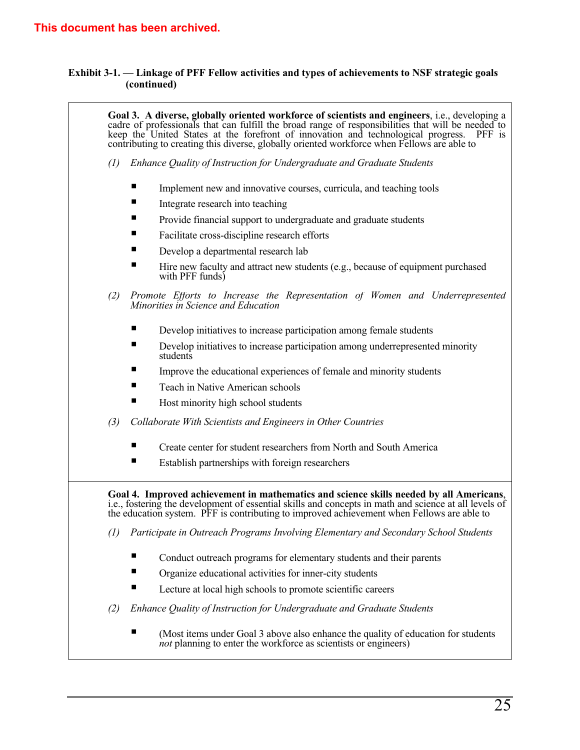This document has been archived.

**Exhibit 3-1. — Linkage of PFF Fellow activities and types of achievements to NSF strategic goals (continued)**

**Goal 3. A diverse, globally oriented workforce of scientists and engineers**, i.e., developing a cadre of professionals that can fulfill the broad range of responsibilities that will be needed to keep the United States at the forefront of innovation and technological progress. PFF is contributing to creating this diverse, globally oriented workforce when Fellows are able to

*(1) Enhance Quality of Instruction for Undergraduate and Graduate Students*

- Implement new and innovative courses, curricula, and teaching tools
- Integrate research into teaching
- Provide financial support to undergraduate and graduate students
- Facilitate cross-discipline research efforts
- Develop a departmental research lab
- Hire new faculty and attract new students (e.g., because of equipment purchased with PFF funds)

*(2) Promote Efforts to Increase the Representation of Women and Underrepresented Minorities in Science and Education*

- Develop initiatives to increase participation among female students
- Develop initiatives to increase participation among underrepresented minority students
- Improve the educational experiences of female and minority students
- Teach in Native American schools
- Host minority high school students

*(3) Collaborate With Scientists and Engineers in Other Countries*

- Create center for student researchers from North and South America
- Establish partnerships with foreign researchers

**Goal 4. Improved achievement in mathematics and science skills needed by all Americans**, i.e., fostering the development of essential skills and concepts in math and science at all levels of the education system. PFF is contributing to improved achievement when Fellows are able to

*(1) Participate in Outreach Programs Involving Elementary and Secondary School Students*

- Conduct outreach programs for elementary students and their parents
- Organize educational activities for inner-city students
- Lecture at local high schools to promote scientific careers

*(2) Enhance Quality of Instruction for Undergraduate and Graduate Students*

- (Most items under Goal 3 above also enhance the quality of education for students *not* planning to enter the workforce as scientists or engineers)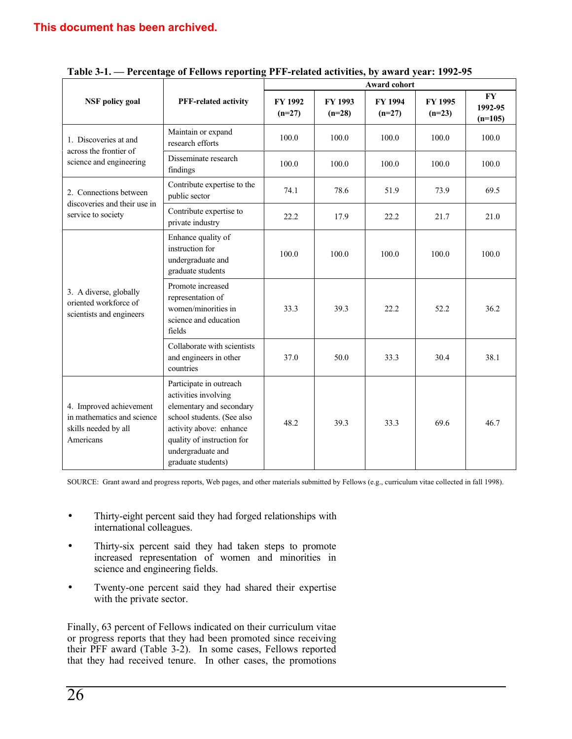**This document has been archived.**

**Table 3-1. — Percentage of Fellows reporting PFF-related activities, by award year: 1992-95**

| NSF policy goal | PFF-related activity | Award cohort | | | | |
|---|---|---|---|---|---|---|
| | | FY 1992 (n=27) | FY 1993 (n=28) | FY 1994 (n=27) | FY 1995 (n=23) | FY 1992-95 (n=105) |
| 1. Discoveries at and across the frontier of science and engineering | Maintain or expand research efforts | 100.0 | 100.0 | 100.0 | 100.0 | 100.0 |
| | Disseminate research findings | 100.0 | 100.0 | 100.0 | 100.0 | 100.0 |
| 2. Connections between discoveries and their use in service to society | Contribute expertise to the public sector | 74.1 | 78.6 | 51.9 | 73.9 | 69.5 |
| | Contribute expertise to private industry | 22.2 | 17.9 | 22.2 | 21.7 | 21.0 |
| 3. A diverse, globally oriented workforce of scientists and engineers | Enhance quality of instruction for undergraduate and graduate students | 100.0 | 100.0 | 100.0 | 100.0 | 100.0 |
| | Promote increased representation of women/minorities in science and education fields | 33.3 | 39.3 | 22.2 | 52.2 | 36.2 |
| | Collaborate with scientists and engineers in other countries | 37.0 | 50.0 | 33.3 | 30.4 | 38.1 |
| 4. Improved achievement in mathematics and science skills needed by all Americans | Participate in outreach activities involving elementary and secondary school students. (See also activity above: enhance quality of instruction for undergraduate and graduate students) | 48.2 | 39.3 | 33.3 | 69.6 | 46.7 |

SOURCE: Grant award and progress reports, Web pages, and other materials submitted by Fellows (e.g., curriculum vitae collected in fall 1998).

- Thirty-eight percent said they had forged relationships with international colleagues.
- Thirty-six percent said they had taken steps to promote increased representation of women and minorities in science and engineering fields.
- Twenty-one percent said they had shared their expertise with the private sector.

Finally, 63 percent of Fellows indicated on their curriculum vitae or progress reports that they had been promoted since receiving their PFF award (Table 3-2). In some cases, Fellows reported that they had received tenure. In other cases, the promotions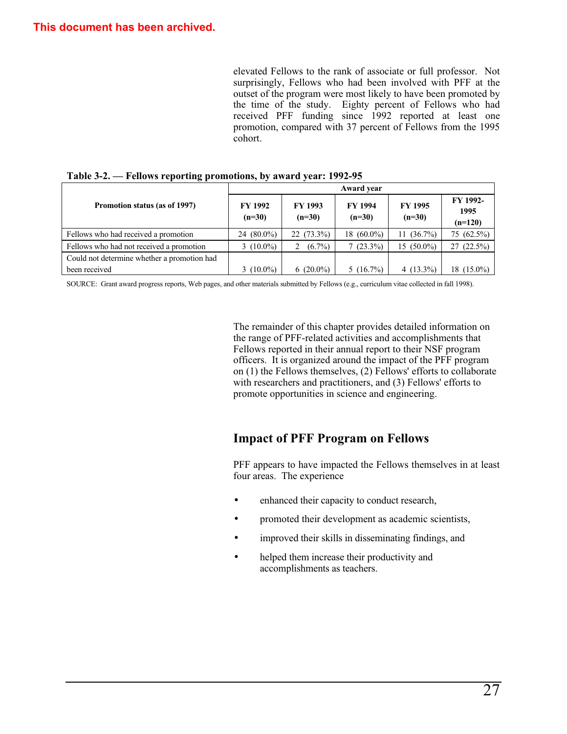This document has been archived.

elevated Fellows to the rank of associate or full professor. Not surprisingly, Fellows who had been involved with PFF at the outset of the program were most likely to have been promoted by the time of the study. Eighty percent of Fellows who had received PFF funding since 1992 reported at least one promotion, compared with 37 percent of Fellows from the 1995 cohort.

**Table 3-2. — Fellows reporting promotions, by award year: 1992-95**

| Promotion status (as of 1997) | Award year | | | | |
|---|---|---|---|---|---|
| | FY 1992 (n=30) | FY 1993 (n=30) | FY 1994 (n=30) | FY 1995 (n=30) | FY 1992-1995 (n=120) |
| Fellows who had received a promotion | 24 (80.0%) | 22 (73.3%) | 18 (60.0%) | 11 (36.7%) | 75 (62.5%) |
| Fellows who had not received a promotion | 3 (10.0%) | 2 (6.7%) | 7 (23.3%) | 15 (50.0%) | 27 (22.5%) |
| Could not determine whether a promotion had been received | 3 (10.0%) | 6 (20.0%) | 5 (16.7%) | 4 (13.3%) | 18 (15.0%) |

SOURCE: Grant award progress reports, Web pages, and other materials submitted by Fellows (e.g., curriculum vitae collected in fall 1998).

The remainder of this chapter provides detailed information on the range of PFF-related activities and accomplishments that Fellows reported in their annual report to their NSF program officers. It is organized around the impact of the PFF program on (1) the Fellows themselves, (2) Fellows' efforts to collaborate with researchers and practitioners, and (3) Fellows' efforts to promote opportunities in science and engineering.

## Impact of PFF Program on Fellows

PFF appears to have impacted the Fellows themselves in at least four areas. The experience

- enhanced their capacity to conduct research,
- promoted their development as academic scientists,
- improved their skills in disseminating findings, and
- helped them increase their productivity and accomplishments as teachers.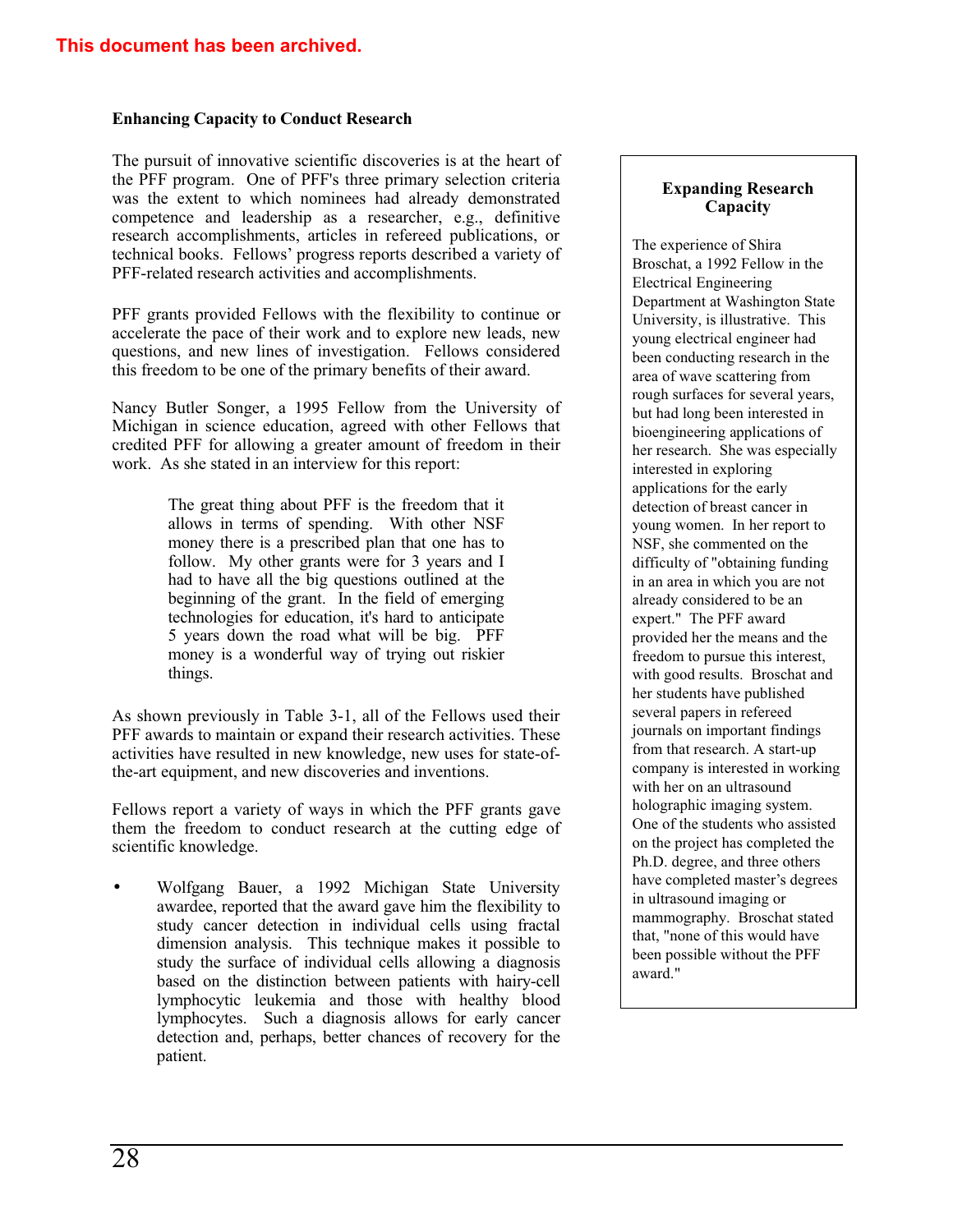This document has been archived.

### Enhancing Capacity to Conduct Research

The pursuit of innovative scientific discoveries is at the heart of the PFF program. One of PFF's three primary selection criteria was the extent to which nominees had already demonstrated competence and leadership as a researcher, e.g., definitive research accomplishments, articles in refereed publications, or technical books. Fellows' progress reports described a variety of PFF-related research activities and accomplishments.

PFF grants provided Fellows with the flexibility to continue or accelerate the pace of their work and to explore new leads, new questions, and new lines of investigation. Fellows considered this freedom to be one of the primary benefits of their award.

Nancy Butler Songer, a 1995 Fellow from the University of Michigan in science education, agreed with other Fellows that credited PFF for allowing a greater amount of freedom in their work. As she stated in an interview for this report:

> The great thing about PFF is the freedom that it allows in terms of spending. With other NSF money there is a prescribed plan that one has to follow. My other grants were for 3 years and I had to have all the big questions outlined at the beginning of the grant. In the field of emerging technologies for education, it's hard to anticipate 5 years down the road what will be big. PFF money is a wonderful way of trying out riskier things.

As shown previously in Table 3-1, all of the Fellows used their PFF awards to maintain or expand their research activities. These activities have resulted in new knowledge, new uses for state-of-the-art equipment, and new discoveries and inventions.

Fellows report a variety of ways in which the PFF grants gave them the freedom to conduct research at the cutting edge of scientific knowledge.

- Wolfgang Bauer, a 1992 Michigan State University awardee, reported that the award gave him the flexibility to study cancer detection in individual cells using fractal dimension analysis. This technique makes it possible to study the surface of individual cells allowing a diagnosis based on the distinction between patients with hairy-cell lymphocytic leukemia and those with healthy blood lymphocytes. Such a diagnosis allows for early cancer detection and, perhaps, better chances of recovery for the patient.

> **Expanding Research Capacity**
>
> The experience of Shira Broschat, a 1992 Fellow in the Electrical Engineering Department at Washington State University, is illustrative. This young electrical engineer had been conducting research in the area of wave scattering from rough surfaces for several years, but had long been interested in bioengineering applications of her research. She was especially interested in exploring applications for the early detection of breast cancer in young women. In her report to NSF, she commented on the difficulty of "obtaining funding in an area in which you are not already considered to be an expert." The PFF award provided her the means and the freedom to pursue this interest, with good results. Broschat and her students have published several papers in refereed journals on important findings from that research. A start-up company is interested in working with her on an ultrasound holographic imaging system. One of the students who assisted on the project has completed the Ph.D. degree, and three others have completed master's degrees in ultrasound imaging or mammography. Broschat stated that, "none of this would have been possible without the PFF award."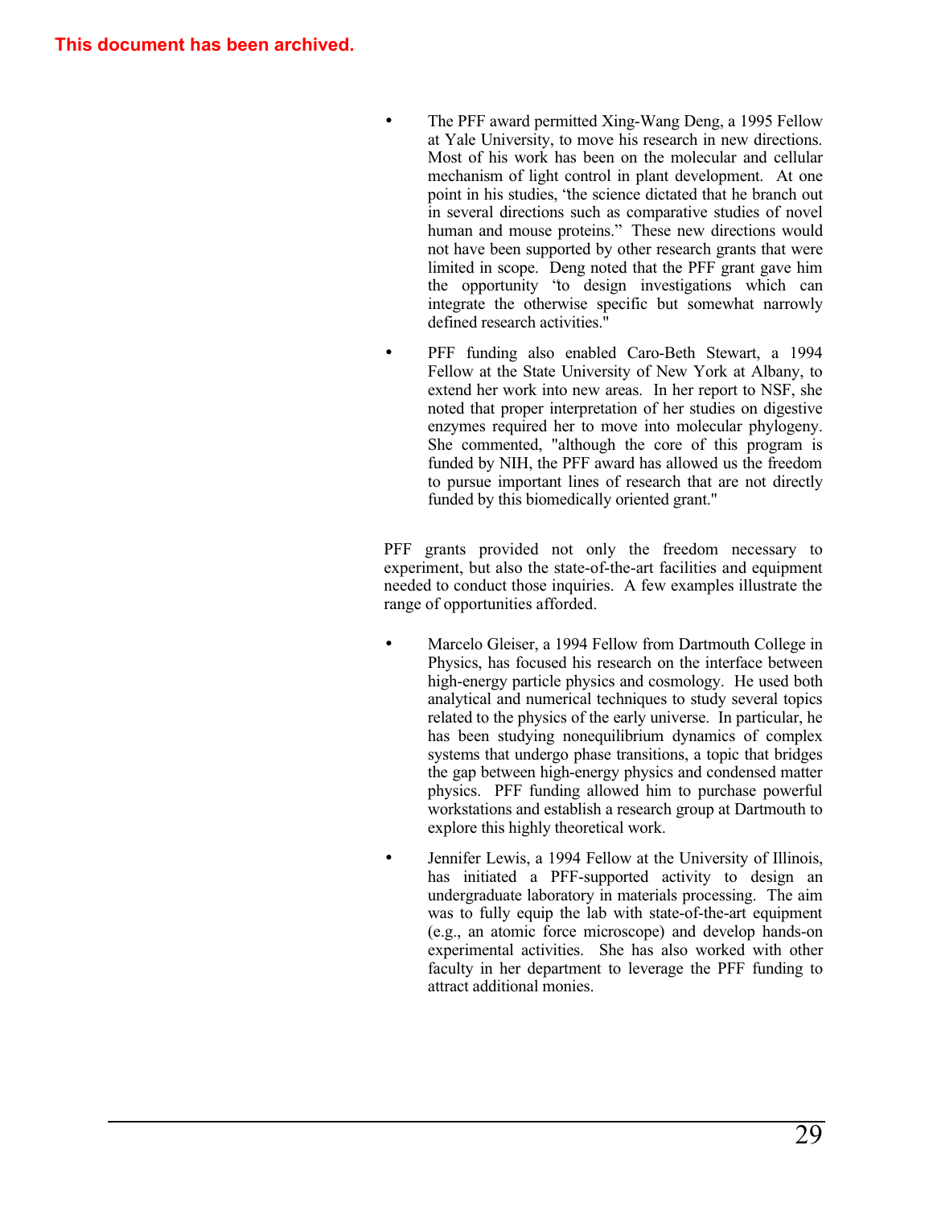This document has been archived.

- The PFF award permitted Xing-Wang Deng, a 1995 Fellow at Yale University, to move his research in new directions. Most of his work has been on the molecular and cellular mechanism of light control in plant development. At one point in his studies, 'the science dictated that he branch out in several directions such as comparative studies of novel human and mouse proteins." These new directions would not have been supported by other research grants that were limited in scope. Deng noted that the PFF grant gave him the opportunity 'to design investigations which can integrate the otherwise specific but somewhat narrowly defined research activities."

- PFF funding also enabled Caro-Beth Stewart, a 1994 Fellow at the State University of New York at Albany, to extend her work into new areas. In her report to NSF, she noted that proper interpretation of her studies on digestive enzymes required her to move into molecular phylogeny. She commented, "although the core of this program is funded by NIH, the PFF award has allowed us the freedom to pursue important lines of research that are not directly funded by this biomedically oriented grant."

PFF grants provided not only the freedom necessary to experiment, but also the state-of-the-art facilities and equipment needed to conduct those inquiries. A few examples illustrate the range of opportunities afforded.

- Marcelo Gleiser, a 1994 Fellow from Dartmouth College in Physics, has focused his research on the interface between high-energy particle physics and cosmology. He used both analytical and numerical techniques to study several topics related to the physics of the early universe. In particular, he has been studying nonequilibrium dynamics of complex systems that undergo phase transitions, a topic that bridges the gap between high-energy physics and condensed matter physics. PFF funding allowed him to purchase powerful workstations and establish a research group at Dartmouth to explore this highly theoretical work.

- Jennifer Lewis, a 1994 Fellow at the University of Illinois, has initiated a PFF-supported activity to design an undergraduate laboratory in materials processing. The aim was to fully equip the lab with state-of-the-art equipment (e.g., an atomic force microscope) and develop hands-on experimental activities. She has also worked with other faculty in her department to leverage the PFF funding to attract additional monies.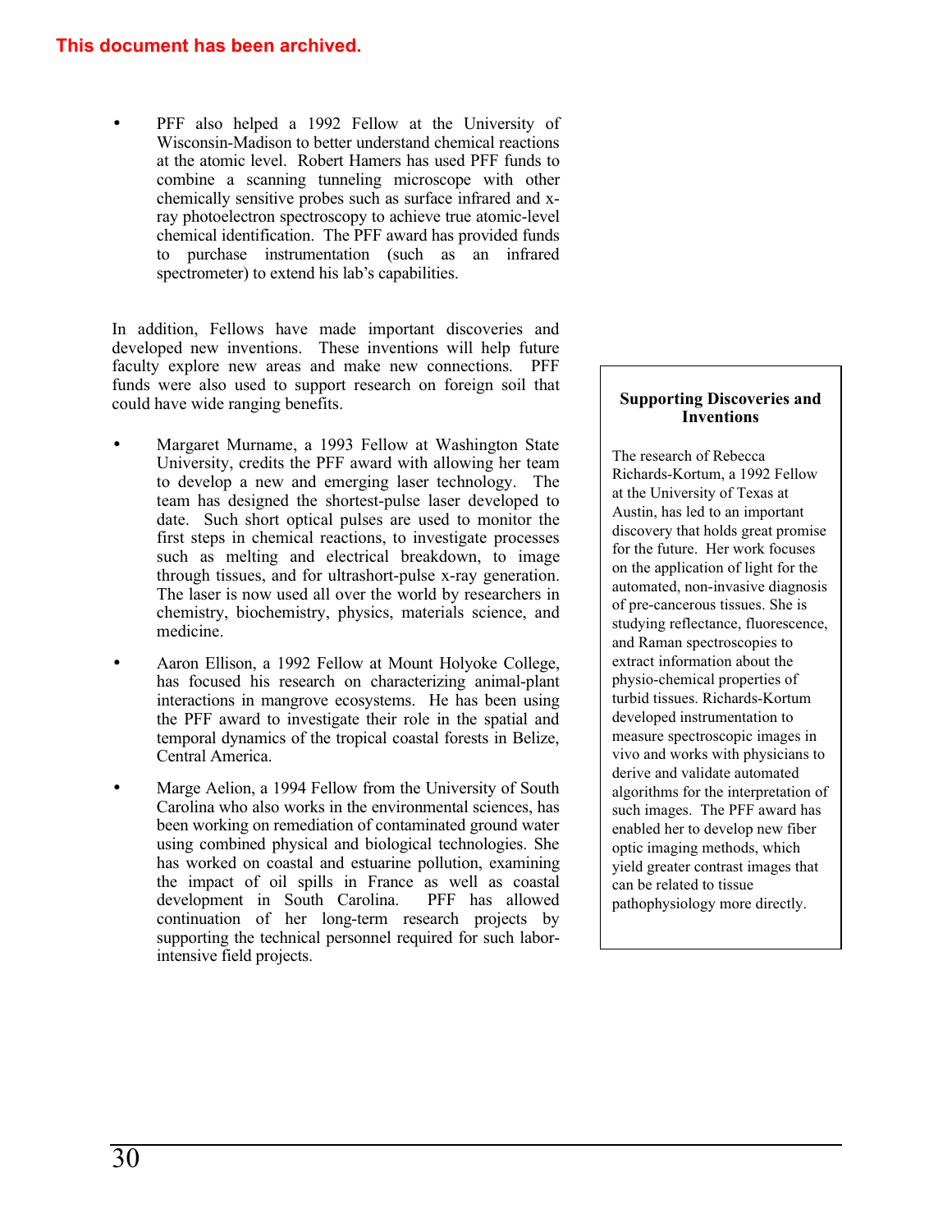**This document has been archived.**

- PFF also helped a 1992 Fellow at the University of Wisconsin-Madison to better understand chemical reactions at the atomic level. Robert Hamers has used PFF funds to combine a scanning tunneling microscope with other chemically sensitive probes such as surface infrared and x-ray photoelectron spectroscopy to achieve true atomic-level chemical identification. The PFF award has provided funds to purchase instrumentation (such as an infrared spectrometer) to extend his lab's capabilities.

In addition, Fellows have made important discoveries and developed new inventions. These inventions will help future faculty explore new areas and make new connections. PFF funds were also used to support research on foreign soil that could have wide ranging benefits.

- Margaret Murname, a 1993 Fellow at Washington State University, credits the PFF award with allowing her team to develop a new and emerging laser technology. The team has designed the shortest-pulse laser developed to date. Such short optical pulses are used to monitor the first steps in chemical reactions, to investigate processes such as melting and electrical breakdown, to image through tissues, and for ultrashort-pulse x-ray generation. The laser is now used all over the world by researchers in chemistry, biochemistry, physics, materials science, and medicine.
- Aaron Ellison, a 1992 Fellow at Mount Holyoke College, has focused his research on characterizing animal-plant interactions in mangrove ecosystems. He has been using the PFF award to investigate their role in the spatial and temporal dynamics of the tropical coastal forests in Belize, Central America.
- Marge Aelion, a 1994 Fellow from the University of South Carolina who also works in the environmental sciences, has been working on remediation of contaminated ground water using combined physical and biological technologies. She has worked on coastal and estuarine pollution, examining the impact of oil spills in France as well as coastal development in South Carolina. PFF has allowed continuation of her long-term research projects by supporting the technical personnel required for such labor-intensive field projects.

### Supporting Discoveries and Inventions

The research of Rebecca Richards-Kortum, a 1992 Fellow at the University of Texas at Austin, has led to an important discovery that holds great promise for the future. Her work focuses on the application of light for the automated, non-invasive diagnosis of pre-cancerous tissues. She is studying reflectance, fluorescence, and Raman spectroscopies to extract information about the physio-chemical properties of turbid tissues. Richards-Kortum developed instrumentation to measure spectroscopic images in vivo and works with physicians to derive and validate automated algorithms for the interpretation of such images. The PFF award has enabled her to develop new fiber optic imaging methods, which yield greater contrast images that can be related to tissue pathophysiology more directly.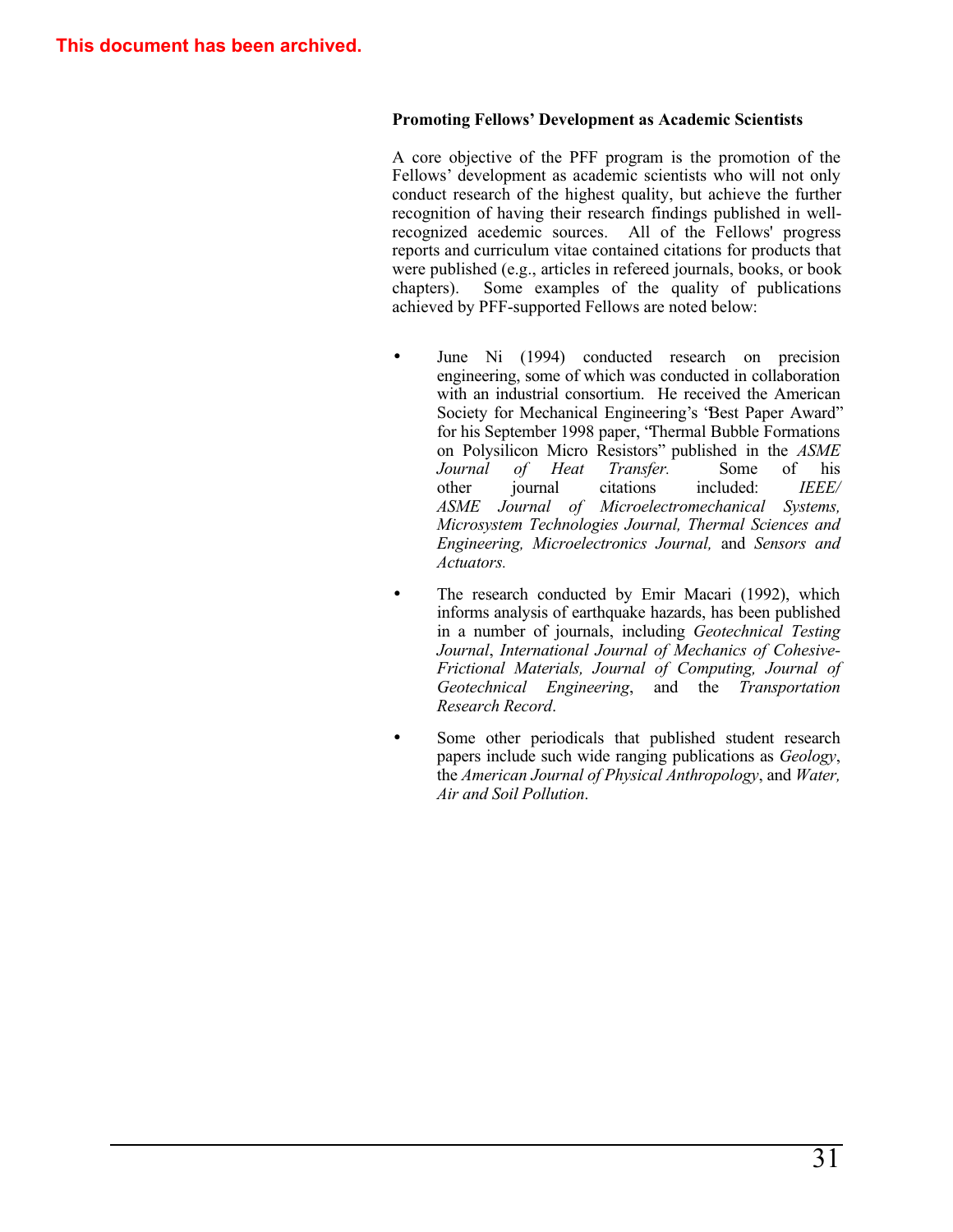This document has been archived.

### Promoting Fellows' Development as Academic Scientists

A core objective of the PFF program is the promotion of the Fellows' development as academic scientists who will not only conduct research of the highest quality, but achieve the further recognition of having their research findings published in well-recognized acedemic sources. All of the Fellows' progress reports and curriculum vitae contained citations for products that were published (e.g., articles in refereed journals, books, or book chapters). Some examples of the quality of publications achieved by PFF-supported Fellows are noted below:

- June Ni (1994) conducted research on precision engineering, some of which was conducted in collaboration with an industrial consortium. He received the American Society for Mechanical Engineering's "Best Paper Award" for his September 1998 paper, "Thermal Bubble Formations on Polysilicon Micro Resistors" published in the *ASME Journal of Heat Transfer.* Some of his other journal citations included: *IEEE/ ASME Journal of Microelectromechanical Systems, Microsystem Technologies Journal, Thermal Sciences and Engineering, Microelectronics Journal,* and *Sensors and Actuators.*

- The research conducted by Emir Macari (1992), which informs analysis of earthquake hazards, has been published in a number of journals, including *Geotechnical Testing Journal*, *International Journal of Mechanics of Cohesive-Frictional Materials, Journal of Computing, Journal of Geotechnical Engineering*, and the *Transportation Research Record*.

- Some other periodicals that published student research papers include such wide ranging publications as *Geology*, the *American Journal of Physical Anthropology*, and *Water, Air and Soil Pollution*.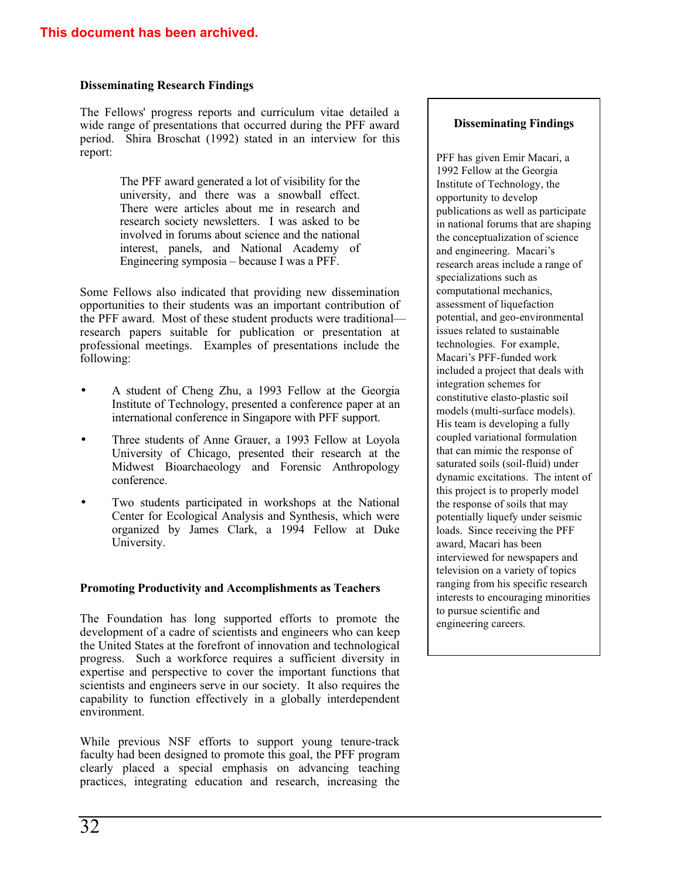This document has been archived.

### Disseminating Research Findings

The Fellows' progress reports and curriculum vitae detailed a wide range of presentations that occurred during the PFF award period. Shira Broschat (1992) stated in an interview for this report:

> The PFF award generated a lot of visibility for the university, and there was a snowball effect. There were articles about me in research and research society newsletters. I was asked to be involved in forums about science and the national interest, panels, and National Academy of Engineering symposia – because I was a PFF.

Some Fellows also indicated that providing new dissemination opportunities to their students was an important contribution of the PFF award. Most of these student products were traditional—research papers suitable for publication or presentation at professional meetings. Examples of presentations include the following:

- A student of Cheng Zhu, a 1993 Fellow at the Georgia Institute of Technology, presented a conference paper at an international conference in Singapore with PFF support.
- Three students of Anne Grauer, a 1993 Fellow at Loyola University of Chicago, presented their research at the Midwest Bioarchaeology and Forensic Anthropology conference.
- Two students participated in workshops at the National Center for Ecological Analysis and Synthesis, which were organized by James Clark, a 1994 Fellow at Duke University.

> **Disseminating Findings**
>
> PFF has given Emir Macari, a 1992 Fellow at the Georgia Institute of Technology, the opportunity to develop publications as well as participate in national forums that are shaping the conceptualization of science and engineering. Macari's research areas include a range of specializations such as computational mechanics, assessment of liquefaction potential, and geo-environmental issues related to sustainable technologies. For example, Macari's PFF-funded work included a project that deals with integration schemes for constitutive elasto-plastic soil models (multi-surface models). His team is developing a fully coupled variational formulation that can mimic the response of saturated soils (soil-fluid) under dynamic excitations. The intent of this project is to properly model the response of soils that may potentially liquefy under seismic loads. Since receiving the PFF award, Macari has been interviewed for newspapers and television on a variety of topics ranging from his specific research interests to encouraging minorities to pursue scientific and engineering careers.

### Promoting Productivity and Accomplishments as Teachers

The Foundation has long supported efforts to promote the development of a cadre of scientists and engineers who can keep the United States at the forefront of innovation and technological progress. Such a workforce requires a sufficient diversity in expertise and perspective to cover the important functions that scientists and engineers serve in our society. It also requires the capability to function effectively in a globally interdependent environment.

While previous NSF efforts to support young tenure-track faculty had been designed to promote this goal, the PFF program clearly placed a special emphasis on advancing teaching practices, integrating education and research, increasing the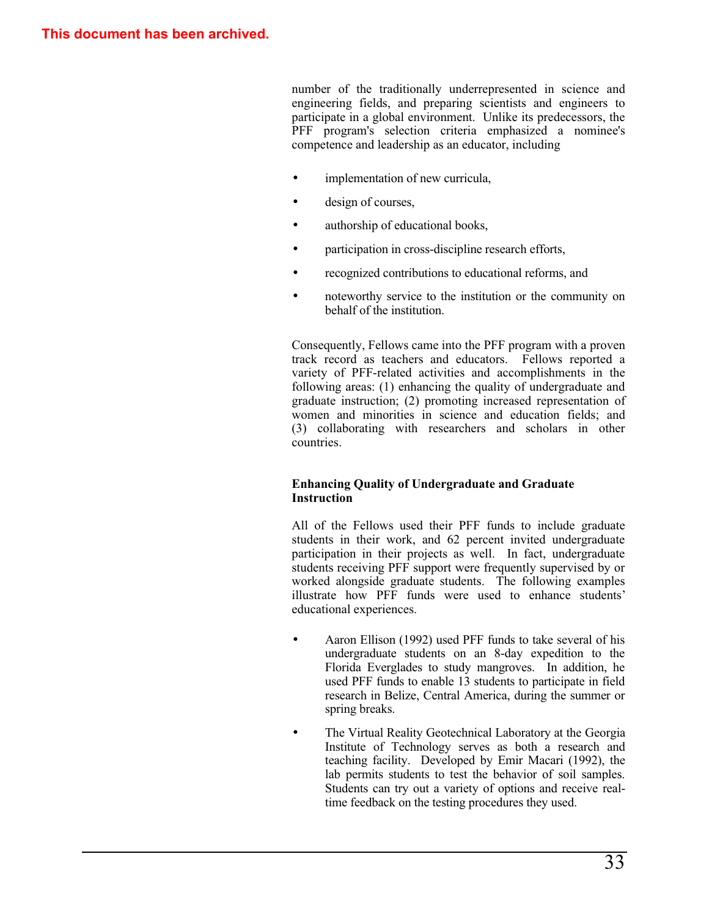This document has been archived.

number of the traditionally underrepresented in science and engineering fields, and preparing scientists and engineers to participate in a global environment. Unlike its predecessors, the PFF program's selection criteria emphasized a nominee's competence and leadership as an educator, including

- implementation of new curricula,
- design of courses,
- authorship of educational books,
- participation in cross-discipline research efforts,
- recognized contributions to educational reforms, and
- noteworthy service to the institution or the community on behalf of the institution.

Consequently, Fellows came into the PFF program with a proven track record as teachers and educators. Fellows reported a variety of PFF-related activities and accomplishments in the following areas: (1) enhancing the quality of undergraduate and graduate instruction; (2) promoting increased representation of women and minorities in science and education fields; and (3) collaborating with researchers and scholars in other countries.

**Enhancing Quality of Undergraduate and Graduate Instruction**

All of the Fellows used their PFF funds to include graduate students in their work, and 62 percent invited undergraduate participation in their projects as well. In fact, undergraduate students receiving PFF support were frequently supervised by or worked alongside graduate students. The following examples illustrate how PFF funds were used to enhance students' educational experiences.

- Aaron Ellison (1992) used PFF funds to take several of his undergraduate students on an 8-day expedition to the Florida Everglades to study mangroves. In addition, he used PFF funds to enable 13 students to participate in field research in Belize, Central America, during the summer or spring breaks.
- The Virtual Reality Geotechnical Laboratory at the Georgia Institute of Technology serves as both a research and teaching facility. Developed by Emir Macari (1992), the lab permits students to test the behavior of soil samples. Students can try out a variety of options and receive real-time feedback on the testing procedures they used.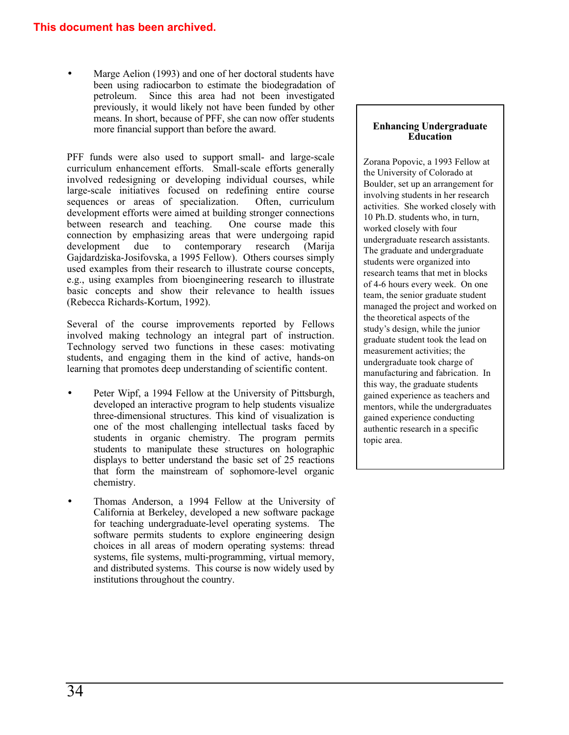**This document has been archived.**

- Marge Aelion (1993) and one of her doctoral students have been using radiocarbon to estimate the biodegradation of petroleum. Since this area had not been investigated previously, it would likely not have been funded by other means. In short, because of PFF, she can now offer students more financial support than before the award.

PFF funds were also used to support small- and large-scale curriculum enhancement efforts. Small-scale efforts generally involved redesigning or developing individual courses, while large-scale initiatives focused on redefining entire course sequences or areas of specialization. Often, curriculum development efforts were aimed at building stronger connections between research and teaching. One course made this connection by emphasizing areas that were undergoing rapid development due to contemporary research (Marija Gajdardziska-Josifovska, a 1995 Fellow). Others courses simply used examples from their research to illustrate course concepts, e.g., using examples from bioengineering research to illustrate basic concepts and show their relevance to health issues (Rebecca Richards-Kortum, 1992).

Several of the course improvements reported by Fellows involved making technology an integral part of instruction. Technology served two functions in these cases: motivating students, and engaging them in the kind of active, hands-on learning that promotes deep understanding of scientific content.

- Peter Wipf, a 1994 Fellow at the University of Pittsburgh, developed an interactive program to help students visualize three-dimensional structures. This kind of visualization is one of the most challenging intellectual tasks faced by students in organic chemistry. The program permits students to manipulate these structures on holographic displays to better understand the basic set of 25 reactions that form the mainstream of sophomore-level organic chemistry.

- Thomas Anderson, a 1994 Fellow at the University of California at Berkeley, developed a new software package for teaching undergraduate-level operating systems. The software permits students to explore engineering design choices in all areas of modern operating systems: thread systems, file systems, multi-programming, virtual memory, and distributed systems. This course is now widely used by institutions throughout the country.

**Enhancing Undergraduate Education**

Zorana Popovic, a 1993 Fellow at the University of Colorado at Boulder, set up an arrangement for involving students in her research activities. She worked closely with 10 Ph.D. students who, in turn, worked closely with four undergraduate research assistants. The graduate and undergraduate students were organized into research teams that met in blocks of 4-6 hours every week. On one team, the senior graduate student managed the project and worked on the theoretical aspects of the study's design, while the junior graduate student took the lead on measurement activities; the undergraduate took charge of manufacturing and fabrication. In this way, the graduate students gained experience as teachers and mentors, while the undergraduates gained experience conducting authentic research in a specific topic area.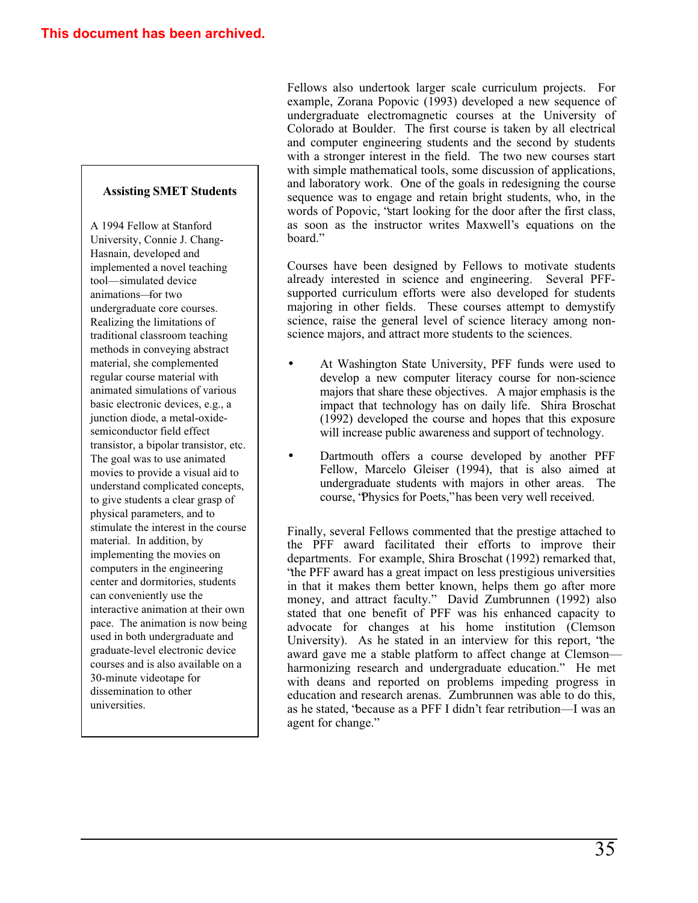This document has been archived.

Fellows also undertook larger scale curriculum projects. For example, Zorana Popovic (1993) developed a new sequence of undergraduate electromagnetic courses at the University of Colorado at Boulder. The first course is taken by all electrical and computer engineering students and the second by students with a stronger interest in the field. The two new courses start with simple mathematical tools, some discussion of applications, and laboratory work. One of the goals in redesigning the course sequence was to engage and retain bright students, who, in the words of Popovic, "start looking for the door after the first class, as soon as the instructor writes Maxwell's equations on the board."

Courses have been designed by Fellows to motivate students already interested in science and engineering. Several PFF-supported curriculum efforts were also developed for students majoring in other fields. These courses attempt to demystify science, raise the general level of science literacy among non-science majors, and attract more students to the sciences.

- At Washington State University, PFF funds were used to develop a new computer literacy course for non-science majors that share these objectives. A major emphasis is the impact that technology has on daily life. Shira Broschat (1992) developed the course and hopes that this exposure will increase public awareness and support of technology.
- Dartmouth offers a course developed by another PFF Fellow, Marcelo Gleiser (1994), that is also aimed at undergraduate students with majors in other areas. The course, "Physics for Poets," has been very well received.

Finally, several Fellows commented that the prestige attached to the PFF award facilitated their efforts to improve their departments. For example, Shira Broschat (1992) remarked that, "the PFF award has a great impact on less prestigious universities in that it makes them better known, helps them go after more money, and attract faculty." David Zumbrunnen (1992) also stated that one benefit of PFF was his enhanced capacity to advocate for changes at his home institution (Clemson University). As he stated in an interview for this report, "the award gave me a stable platform to affect change at Clemson—harmonizing research and undergraduate education." He met with deans and reported on problems impeding progress in education and research arenas. Zumbrunnen was able to do this, as he stated, "because as a PFF I didn't fear retribution—I was an agent for change."

**Assisting SMET Students**

A 1994 Fellow at Stanford University, Connie J. Chang-Hasnain, developed and implemented a novel teaching tool—simulated device animations—for two undergraduate core courses. Realizing the limitations of traditional classroom teaching methods in conveying abstract material, she complemented regular course material with animated simulations of various basic electronic devices, e.g., a junction diode, a metal-oxide-semiconductor field effect transistor, a bipolar transistor, etc. The goal was to use animated movies to provide a visual aid to understand complicated concepts, to give students a clear grasp of physical parameters, and to stimulate the interest in the course material. In addition, by implementing the movies on computers in the engineering center and dormitories, students can conveniently use the interactive animation at their own pace. The animation is now being used in both undergraduate and graduate-level electronic device courses and is also available on a 30-minute videotape for dissemination to other universities.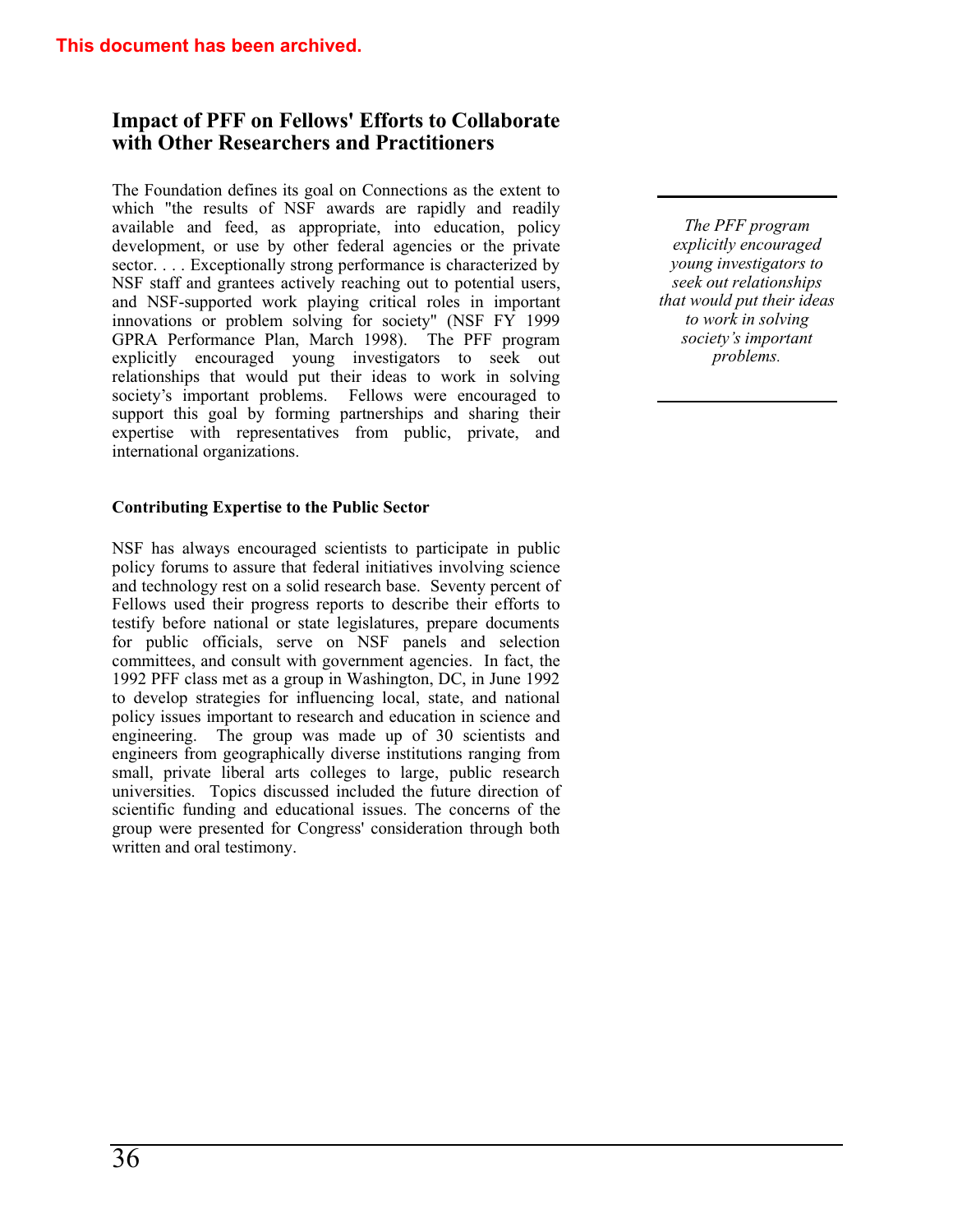This document has been archived.

## Impact of PFF on Fellows' Efforts to Collaborate with Other Researchers and Practitioners

The Foundation defines its goal on Connections as the extent to which "the results of NSF awards are rapidly and readily available and feed, as appropriate, into education, policy development, or use by other federal agencies or the private sector. . . . Exceptionally strong performance is characterized by NSF staff and grantees actively reaching out to potential users, and NSF-supported work playing critical roles in important innovations or problem solving for society" (NSF FY 1999 GPRA Performance Plan, March 1998). The PFF program explicitly encouraged young investigators to seek out relationships that would put their ideas to work in solving society's important problems. Fellows were encouraged to support this goal by forming partnerships and sharing their expertise with representatives from public, private, and international organizations.

*The PFF program explicitly encouraged young investigators to seek out relationships that would put their ideas to work in solving society's important problems.*

#### Contributing Expertise to the Public Sector

NSF has always encouraged scientists to participate in public policy forums to assure that federal initiatives involving science and technology rest on a solid research base. Seventy percent of Fellows used their progress reports to describe their efforts to testify before national or state legislatures, prepare documents for public officials, serve on NSF panels and selection committees, and consult with government agencies. In fact, the 1992 PFF class met as a group in Washington, DC, in June 1992 to develop strategies for influencing local, state, and national policy issues important to research and education in science and engineering. The group was made up of 30 scientists and engineers from geographically diverse institutions ranging from small, private liberal arts colleges to large, public research universities. Topics discussed included the future direction of scientific funding and educational issues. The concerns of the group were presented for Congress' consideration through both written and oral testimony.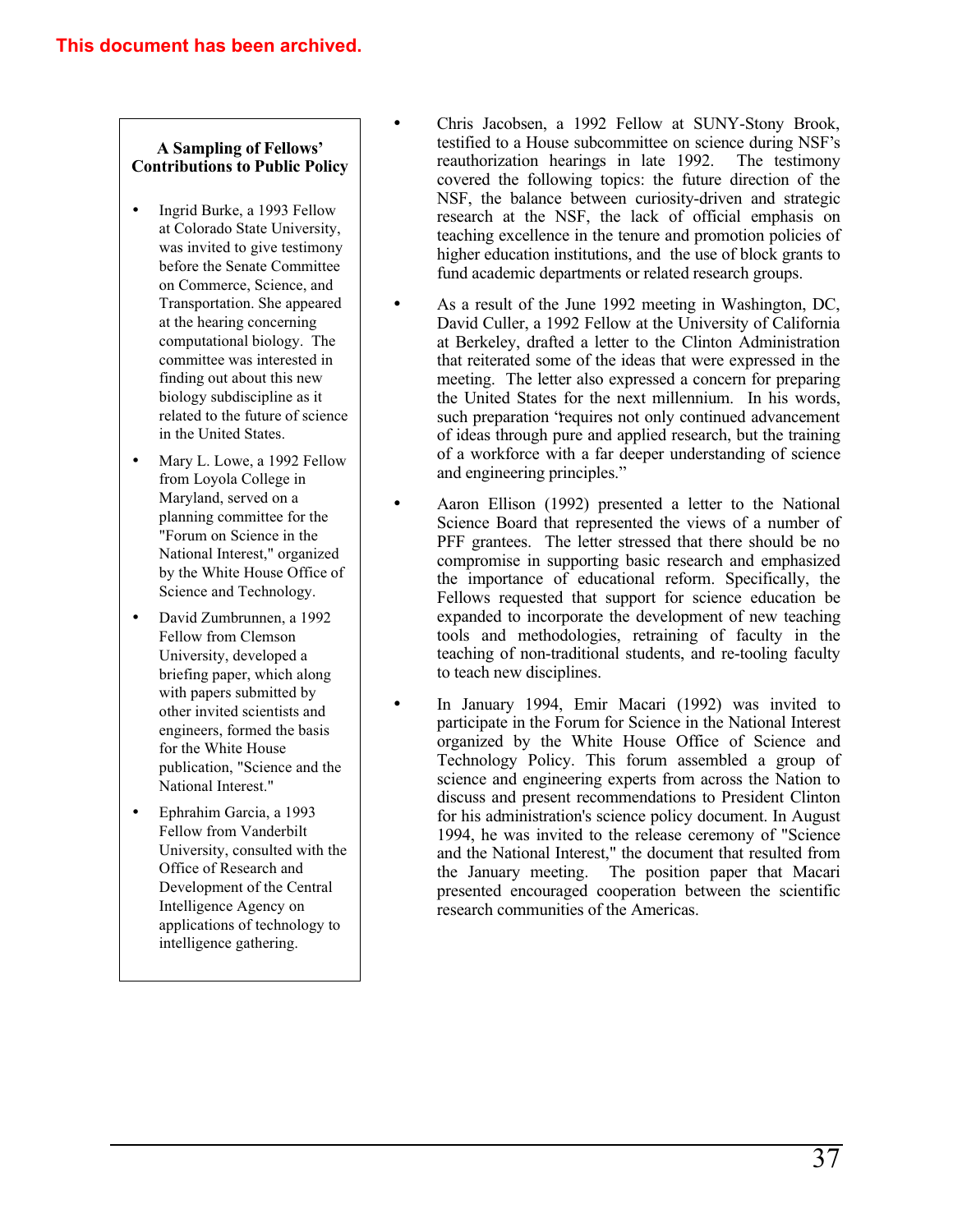**This document has been archived.**

### A Sampling of Fellows' Contributions to Public Policy

- Ingrid Burke, a 1993 Fellow at Colorado State University, was invited to give testimony before the Senate Committee on Commerce, Science, and Transportation. She appeared at the hearing concerning computational biology. The committee was interested in finding out about this new biology subdiscipline as it related to the future of science in the United States.
- Mary L. Lowe, a 1992 Fellow from Loyola College in Maryland, served on a planning committee for the "Forum on Science in the National Interest," organized by the White House Office of Science and Technology.
- David Zumbrunnen, a 1992 Fellow from Clemson University, developed a briefing paper, which along with papers submitted by other invited scientists and engineers, formed the basis for the White House publication, "Science and the National Interest."
- Ephrahim Garcia, a 1993 Fellow from Vanderbilt University, consulted with the Office of Research and Development of the Central Intelligence Agency on applications of technology to intelligence gathering.

- Chris Jacobsen, a 1992 Fellow at SUNY-Stony Brook, testified to a House subcommittee on science during NSF's reauthorization hearings in late 1992. The testimony covered the following topics: the future direction of the NSF, the balance between curiosity-driven and strategic research at the NSF, the lack of official emphasis on teaching excellence in the tenure and promotion policies of higher education institutions, and the use of block grants to fund academic departments or related research groups.
- As a result of the June 1992 meeting in Washington, DC, David Culler, a 1992 Fellow at the University of California at Berkeley, drafted a letter to the Clinton Administration that reiterated some of the ideas that were expressed in the meeting. The letter also expressed a concern for preparing the United States for the next millennium. In his words, such preparation "requires not only continued advancement of ideas through pure and applied research, but the training of a workforce with a far deeper understanding of science and engineering principles."
- Aaron Ellison (1992) presented a letter to the National Science Board that represented the views of a number of PFF grantees. The letter stressed that there should be no compromise in supporting basic research and emphasized the importance of educational reform. Specifically, the Fellows requested that support for science education be expanded to incorporate the development of new teaching tools and methodologies, retraining of faculty in the teaching of non-traditional students, and re-tooling faculty to teach new disciplines.
- In January 1994, Emir Macari (1992) was invited to participate in the Forum for Science in the National Interest organized by the White House Office of Science and Technology Policy. This forum assembled a group of science and engineering experts from across the Nation to discuss and present recommendations to President Clinton for his administration's science policy document. In August 1994, he was invited to the release ceremony of "Science and the National Interest," the document that resulted from the January meeting. The position paper that Macari presented encouraged cooperation between the scientific research communities of the Americas.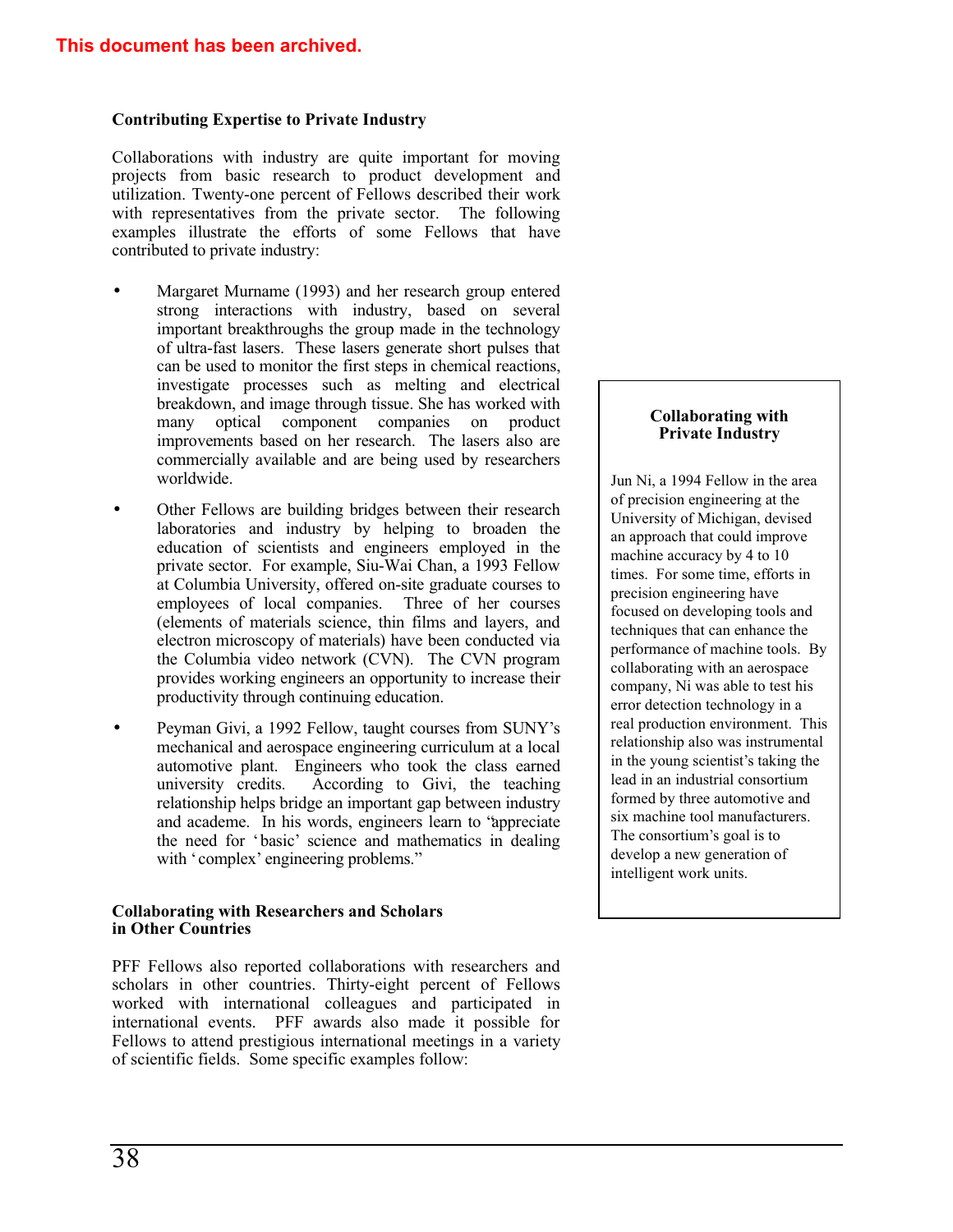This document has been archived.

### Contributing Expertise to Private Industry

Collaborations with industry are quite important for moving projects from basic research to product development and utilization. Twenty-one percent of Fellows described their work with representatives from the private sector. The following examples illustrate the efforts of some Fellows that have contributed to private industry:

- Margaret Murname (1993) and her research group entered strong interactions with industry, based on several important breakthroughs the group made in the technology of ultra-fast lasers. These lasers generate short pulses that can be used to monitor the first steps in chemical reactions, investigate processes such as melting and electrical breakdown, and image through tissue. She has worked with many optical component companies on product improvements based on her research. The lasers also are commercially available and are being used by researchers worldwide.

- Other Fellows are building bridges between their research laboratories and industry by helping to broaden the education of scientists and engineers employed in the private sector. For example, Siu-Wai Chan, a 1993 Fellow at Columbia University, offered on-site graduate courses to employees of local companies. Three of her courses (elements of materials science, thin films and layers, and electron microscopy of materials) have been conducted via the Columbia video network (CVN). The CVN program provides working engineers an opportunity to increase their productivity through continuing education.

- Peyman Givi, a 1992 Fellow, taught courses from SUNY's mechanical and aerospace engineering curriculum at a local automotive plant. Engineers who took the class earned university credits. According to Givi, the teaching relationship helps bridge an important gap between industry and academe. In his words, engineers learn to "appreciate the need for 'basic' science and mathematics in dealing with 'complex' engineering problems."

### Collaborating with Private Industry

Jun Ni, a 1994 Fellow in the area of precision engineering at the University of Michigan, devised an approach that could improve machine accuracy by 4 to 10 times. For some time, efforts in precision engineering have focused on developing tools and techniques that can enhance the performance of machine tools. By collaborating with an aerospace company, Ni was able to test his error detection technology in a real production environment. This relationship also was instrumental in the young scientist's taking the lead in an industrial consortium formed by three automotive and six machine tool manufacturers. The consortium's goal is to develop a new generation of intelligent work units.

### Collaborating with Researchers and Scholars in Other Countries

PFF Fellows also reported collaborations with researchers and scholars in other countries. Thirty-eight percent of Fellows worked with international colleagues and participated in international events. PFF awards also made it possible for Fellows to attend prestigious international meetings in a variety of scientific fields. Some specific examples follow: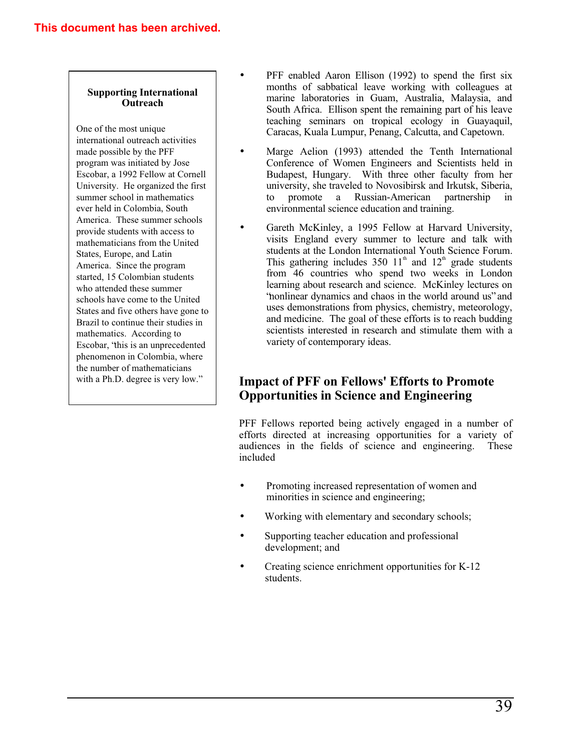This document has been archived.

**Supporting International Outreach**

One of the most unique international outreach activities made possible by the PFF program was initiated by Jose Escobar, a 1992 Fellow at Cornell University. He organized the first summer school in mathematics ever held in Colombia, South America. These summer schools provide students with access to mathematicians from the United States, Europe, and Latin America. Since the program started, 15 Colombian students who attended these summer schools have come to the United States and five others have gone to Brazil to continue their studies in mathematics. According to Escobar, "this is an unprecedented phenomenon in Colombia, where the number of mathematicians with a Ph.D. degree is very low."

- PFF enabled Aaron Ellison (1992) to spend the first six months of sabbatical leave working with colleagues at marine laboratories in Guam, Australia, Malaysia, and South Africa. Ellison spent the remaining part of his leave teaching seminars on tropical ecology in Guayaquil, Caracas, Kuala Lumpur, Penang, Calcutta, and Capetown.
- Marge Aelion (1993) attended the Tenth International Conference of Women Engineers and Scientists held in Budapest, Hungary. With three other faculty from her university, she traveled to Novosibirsk and Irkutsk, Siberia, to promote a Russian-American partnership in environmental science education and training.
- Gareth McKinley, a 1995 Fellow at Harvard University, visits England every summer to lecture and talk with students at the London International Youth Science Forum. This gathering includes 350 11th and 12th grade students from 46 countries who spend two weeks in London learning about research and science. McKinley lectures on "nonlinear dynamics and chaos in the world around us" and uses demonstrations from physics, chemistry, meteorology, and medicine. The goal of these efforts is to reach budding scientists interested in research and stimulate them with a variety of contemporary ideas.

## Impact of PFF on Fellows' Efforts to Promote Opportunities in Science and Engineering

PFF Fellows reported being actively engaged in a number of efforts directed at increasing opportunities for a variety of audiences in the fields of science and engineering. These included

- Promoting increased representation of women and minorities in science and engineering;
- Working with elementary and secondary schools;
- Supporting teacher education and professional development; and
- Creating science enrichment opportunities for K-12 students.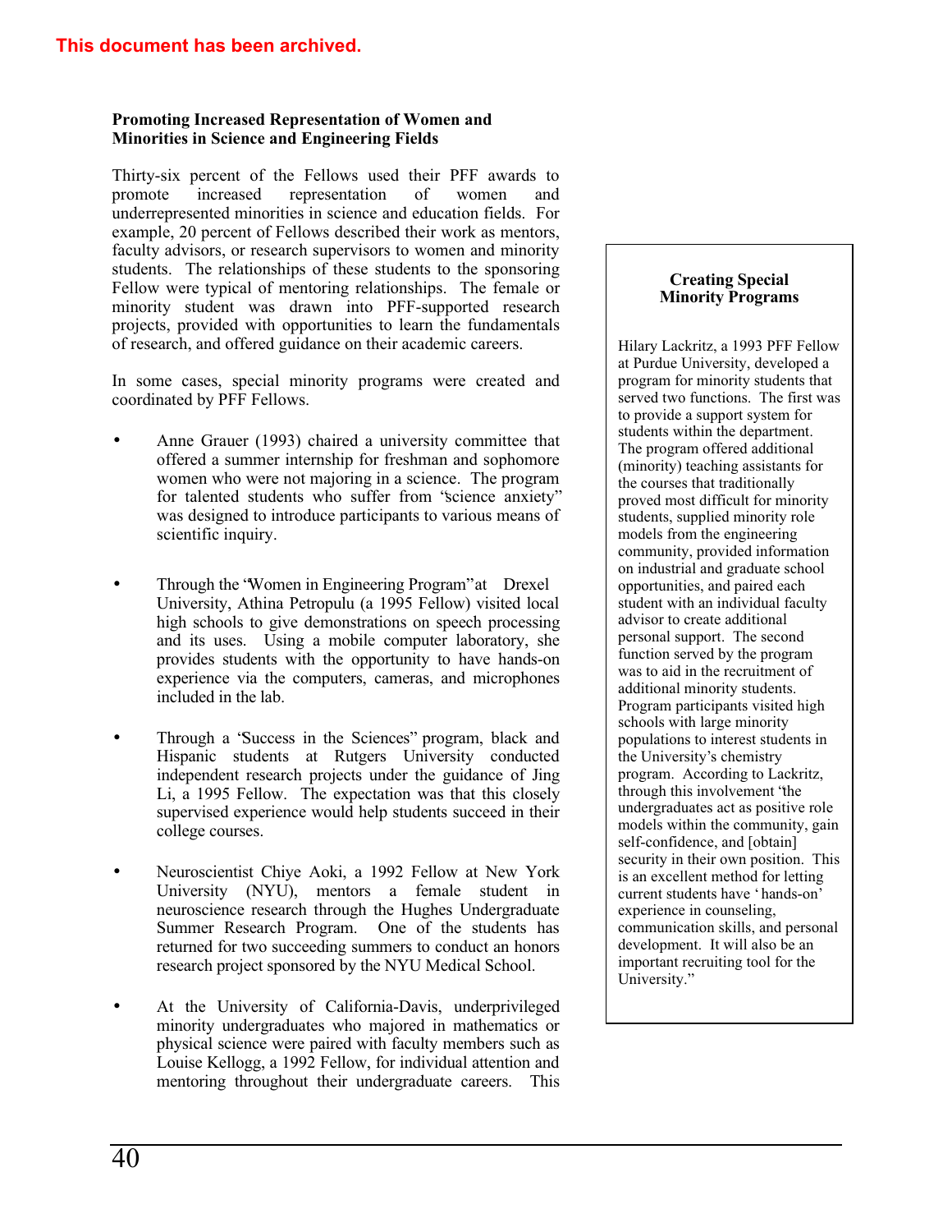This document has been archived.

### Promoting Increased Representation of Women and Minorities in Science and Engineering Fields

Thirty-six percent of the Fellows used their PFF awards to promote increased representation of women and underrepresented minorities in science and education fields. For example, 20 percent of Fellows described their work as mentors, faculty advisors, or research supervisors to women and minority students. The relationships of these students to the sponsoring Fellow were typical of mentoring relationships. The female or minority student was drawn into PFF-supported research projects, provided with opportunities to learn the fundamentals of research, and offered guidance on their academic careers.

In some cases, special minority programs were created and coordinated by PFF Fellows.

- Anne Grauer (1993) chaired a university committee that offered a summer internship for freshman and sophomore women who were not majoring in a science. The program for talented students who suffer from "science anxiety" was designed to introduce participants to various means of scientific inquiry.

- Through the "Women in Engineering Program" at Drexel University, Athina Petropulu (a 1995 Fellow) visited local high schools to give demonstrations on speech processing and its uses. Using a mobile computer laboratory, she provides students with the opportunity to have hands-on experience via the computers, cameras, and microphones included in the lab.

- Through a "Success in the Sciences" program, black and Hispanic students at Rutgers University conducted independent research projects under the guidance of Jing Li, a 1995 Fellow. The expectation was that this closely supervised experience would help students succeed in their college courses.

- Neuroscientist Chiye Aoki, a 1992 Fellow at New York University (NYU), mentors a female student in neuroscience research through the Hughes Undergraduate Summer Research Program. One of the students has returned for two succeeding summers to conduct an honors research project sponsored by the NYU Medical School.

- At the University of California-Davis, underprivileged minority undergraduates who majored in mathematics or physical science were paired with faculty members such as Louise Kellogg, a 1992 Fellow, for individual attention and mentoring throughout their undergraduate careers. This

#### Creating Special Minority Programs

Hilary Lackritz, a 1993 PFF Fellow at Purdue University, developed a program for minority students that served two functions. The first was to provide a support system for students within the department. The program offered additional (minority) teaching assistants for the courses that traditionally proved most difficult for minority students, supplied minority role models from the engineering community, provided information on industrial and graduate school opportunities, and paired each student with an individual faculty advisor to create additional personal support. The second function served by the program was to aid in the recruitment of additional minority students. Program participants visited high schools with large minority populations to interest students in the University's chemistry program. According to Lackritz, through this involvement "the undergraduates act as positive role models within the community, gain self-confidence, and [obtain] security in their own position. This is an excellent method for letting current students have 'hands-on' experience in counseling, communication skills, and personal development. It will also be an important recruiting tool for the University."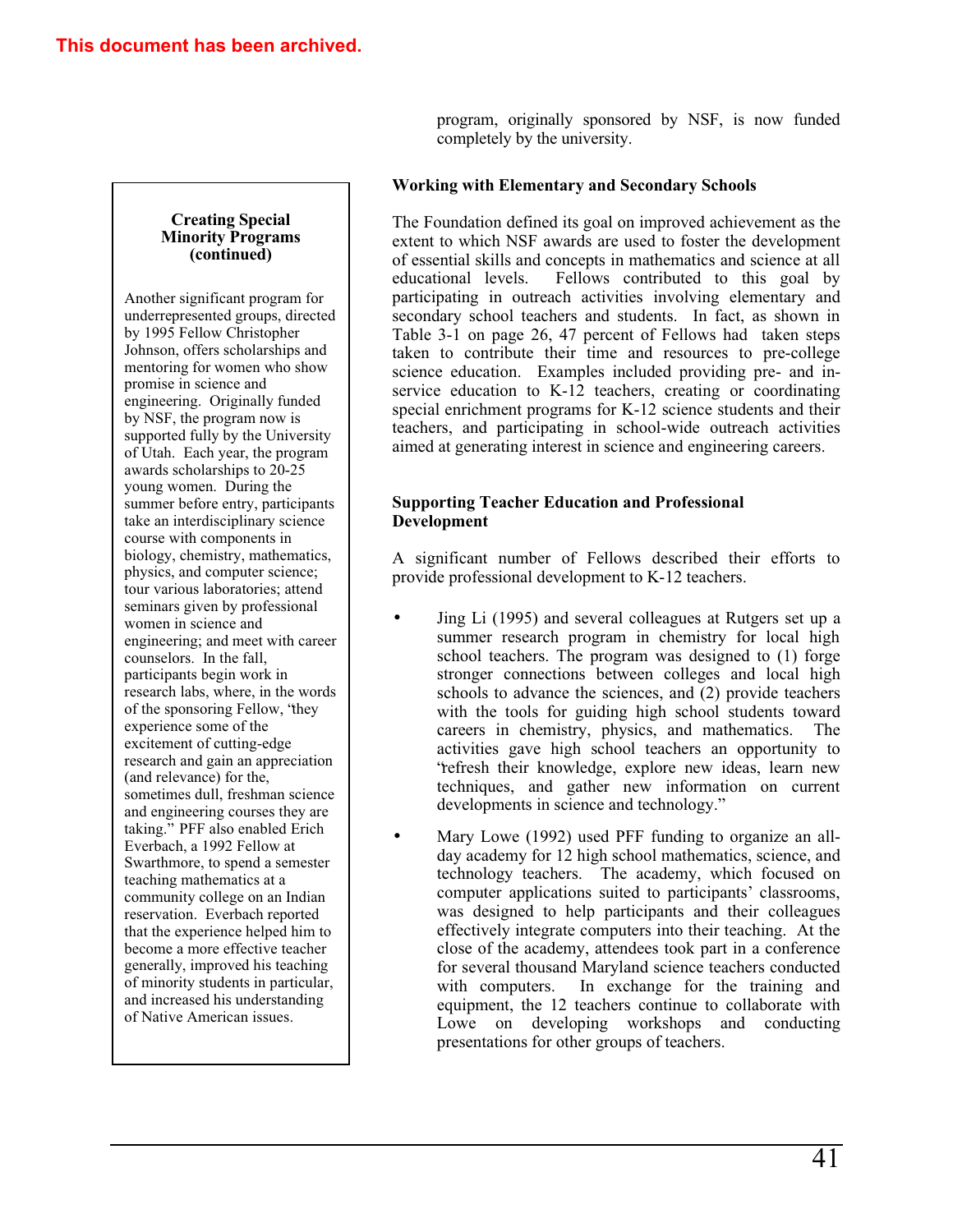This document has been archived.

program, originally sponsored by NSF, is now funded completely by the university.

> **Creating Special Minority Programs (continued)**
>
> Another significant program for underrepresented groups, directed by 1995 Fellow Christopher Johnson, offers scholarships and mentoring for women who show promise in science and engineering. Originally funded by NSF, the program now is supported fully by the University of Utah. Each year, the program awards scholarships to 20-25 young women. During the summer before entry, participants take an interdisciplinary science course with components in biology, chemistry, mathematics, physics, and computer science; tour various laboratories; attend seminars given by professional women in science and engineering; and meet with career counselors. In the fall, participants begin work in research labs, where, in the words of the sponsoring Fellow, "they experience some of the excitement of cutting-edge research and gain an appreciation (and relevance) for the, sometimes dull, freshman science and engineering courses they are taking." PFF also enabled Erich Everbach, a 1992 Fellow at Swarthmore, to spend a semester teaching mathematics at a community college on an Indian reservation. Everbach reported that the experience helped him to become a more effective teacher generally, improved his teaching of minority students in particular, and increased his understanding of Native American issues.

**Working with Elementary and Secondary Schools**

The Foundation defined its goal on improved achievement as the extent to which NSF awards are used to foster the development of essential skills and concepts in mathematics and science at all educational levels. Fellows contributed to this goal by participating in outreach activities involving elementary and secondary school teachers and students. In fact, as shown in Table 3-1 on page 26, 47 percent of Fellows had taken steps taken to contribute their time and resources to pre-college science education. Examples included providing pre- and in-service education to K-12 teachers, creating or coordinating special enrichment programs for K-12 science students and their teachers, and participating in school-wide outreach activities aimed at generating interest in science and engineering careers.

**Supporting Teacher Education and Professional Development**

A significant number of Fellows described their efforts to provide professional development to K-12 teachers.

- Jing Li (1995) and several colleagues at Rutgers set up a summer research program in chemistry for local high school teachers. The program was designed to (1) forge stronger connections between colleges and local high schools to advance the sciences, and (2) provide teachers with the tools for guiding high school students toward careers in chemistry, physics, and mathematics. The activities gave high school teachers an opportunity to "refresh their knowledge, explore new ideas, learn new techniques, and gather new information on current developments in science and technology."
- Mary Lowe (1992) used PFF funding to organize an all-day academy for 12 high school mathematics, science, and technology teachers. The academy, which focused on computer applications suited to participants' classrooms, was designed to help participants and their colleagues effectively integrate computers into their teaching. At the close of the academy, attendees took part in a conference for several thousand Maryland science teachers conducted with computers. In exchange for the training and equipment, the 12 teachers continue to collaborate with Lowe on developing workshops and conducting presentations for other groups of teachers.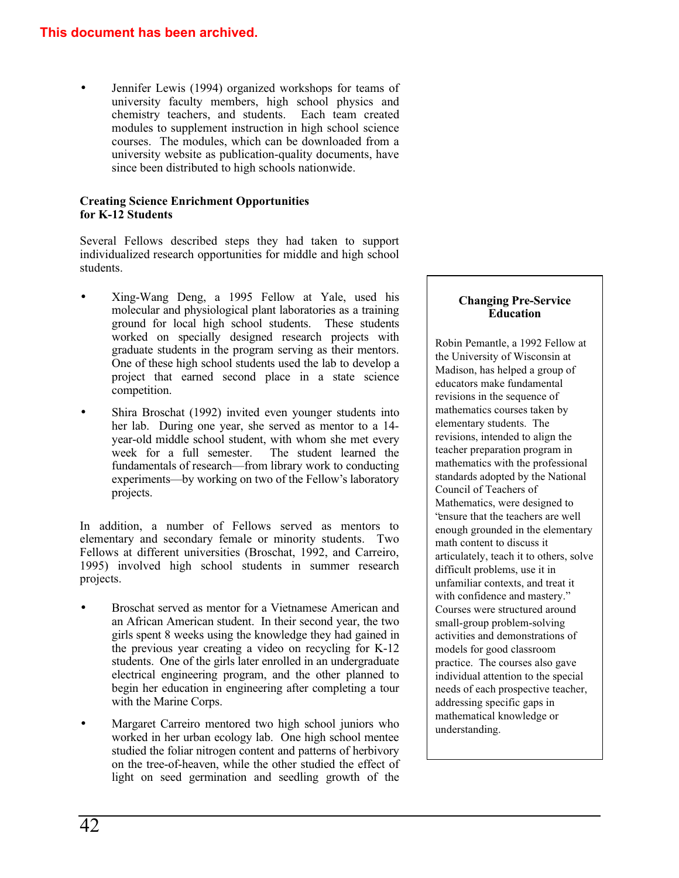This document has been archived.

- Jennifer Lewis (1994) organized workshops for teams of university faculty members, high school physics and chemistry teachers, and students. Each team created modules to supplement instruction in high school science courses. The modules, which can be downloaded from a university website as publication-quality documents, have since been distributed to high schools nationwide.

**Creating Science Enrichment Opportunities for K-12 Students**

Several Fellows described steps they had taken to support individualized research opportunities for middle and high school students.

- Xing-Wang Deng, a 1995 Fellow at Yale, used his molecular and physiological plant laboratories as a training ground for local high school students. These students worked on specially designed research projects with graduate students in the program serving as their mentors. One of these high school students used the lab to develop a project that earned second place in a state science competition.

- Shira Broschat (1992) invited even younger students into her lab. During one year, she served as mentor to a 14-year-old middle school student, with whom she met every week for a full semester. The student learned the fundamentals of research—from library work to conducting experiments—by working on two of the Fellow's laboratory projects.

In addition, a number of Fellows served as mentors to elementary and secondary female or minority students. Two Fellows at different universities (Broschat, 1992, and Carreiro, 1995) involved high school students in summer research projects.

- Broschat served as mentor for a Vietnamese American and an African American student. In their second year, the two girls spent 8 weeks using the knowledge they had gained in the previous year creating a video on recycling for K-12 students. One of the girls later enrolled in an undergraduate electrical engineering program, and the other planned to begin her education in engineering after completing a tour with the Marine Corps.

- Margaret Carreiro mentored two high school juniors who worked in her urban ecology lab. One high school mentee studied the foliar nitrogen content and patterns of herbivory on the tree-of-heaven, while the other studied the effect of light on seed germination and seedling growth of the

**Changing Pre-Service Education**

Robin Pemantle, a 1992 Fellow at the University of Wisconsin at Madison, has helped a group of educators make fundamental revisions in the sequence of mathematics courses taken by elementary students. The revisions, intended to align the teacher preparation program in mathematics with the professional standards adopted by the National Council of Teachers of Mathematics, were designed to "ensure that the teachers are well enough grounded in the elementary math content to discuss it articulately, teach it to others, solve difficult problems, use it in unfamiliar contexts, and treat it with confidence and mastery." Courses were structured around small-group problem-solving activities and demonstrations of models for good classroom practice. The courses also gave individual attention to the special needs of each prospective teacher, addressing specific gaps in mathematical knowledge or understanding.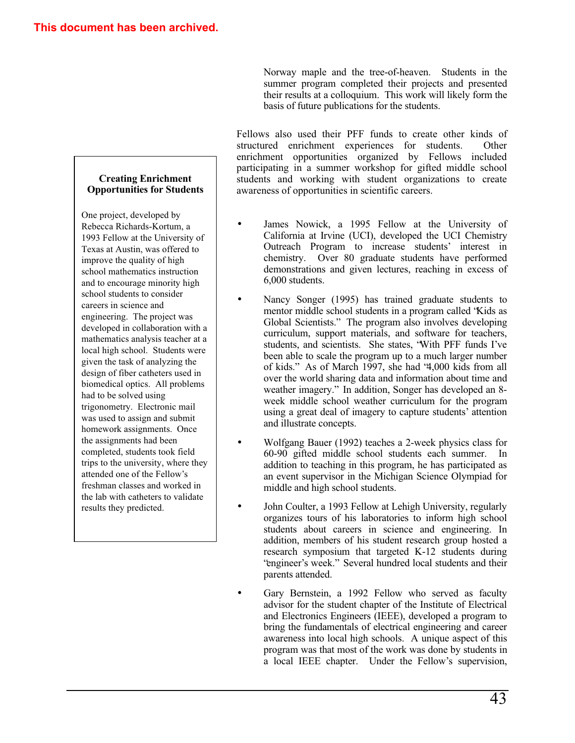This document has been archived.

Norway maple and the tree-of-heaven. Students in the summer program completed their projects and presented their results at a colloquium. This work will likely form the basis of future publications for the students.

Fellows also used their PFF funds to create other kinds of structured enrichment experiences for students. Other enrichment opportunities organized by Fellows included participating in a summer workshop for gifted middle school students and working with student organizations to create awareness of opportunities in scientific careers.

- James Nowick, a 1995 Fellow at the University of California at Irvine (UCI), developed the UCI Chemistry Outreach Program to increase students' interest in chemistry. Over 80 graduate students have performed demonstrations and given lectures, reaching in excess of 6,000 students.
- Nancy Songer (1995) has trained graduate students to mentor middle school students in a program called "Kids as Global Scientists." The program also involves developing curriculum, support materials, and software for teachers, students, and scientists. She states, "With PFF funds I've been able to scale the program up to a much larger number of kids." As of March 1997, she had "4,000 kids from all over the world sharing data and information about time and weather imagery." In addition, Songer has developed an 8-week middle school weather curriculum for the program using a great deal of imagery to capture students' attention and illustrate concepts.
- Wolfgang Bauer (1992) teaches a 2-week physics class for 60-90 gifted middle school students each summer. In addition to teaching in this program, he has participated as an event supervisor in the Michigan Science Olympiad for middle and high school students.
- John Coulter, a 1993 Fellow at Lehigh University, regularly organizes tours of his laboratories to inform high school students about careers in science and engineering. In addition, members of his student research group hosted a research symposium that targeted K-12 students during "engineer's week." Several hundred local students and their parents attended.
- Gary Bernstein, a 1992 Fellow who served as faculty advisor for the student chapter of the Institute of Electrical and Electronics Engineers (IEEE), developed a program to bring the fundamentals of electrical engineering and career awareness into local high schools. A unique aspect of this program was that most of the work was done by students in a local IEEE chapter. Under the Fellow's supervision,

**Creating Enrichment Opportunities for Students**

One project, developed by Rebecca Richards-Kortum, a 1993 Fellow at the University of Texas at Austin, was offered to improve the quality of high school mathematics instruction and to encourage minority high school students to consider careers in science and engineering. The project was developed in collaboration with a mathematics analysis teacher at a local high school. Students were given the task of analyzing the design of fiber catheters used in biomedical optics. All problems had to be solved using trigonometry. Electronic mail was used to assign and submit homework assignments. Once the assignments had been completed, students took field trips to the university, where they attended one of the Fellow's freshman classes and worked in the lab with catheters to validate results they predicted.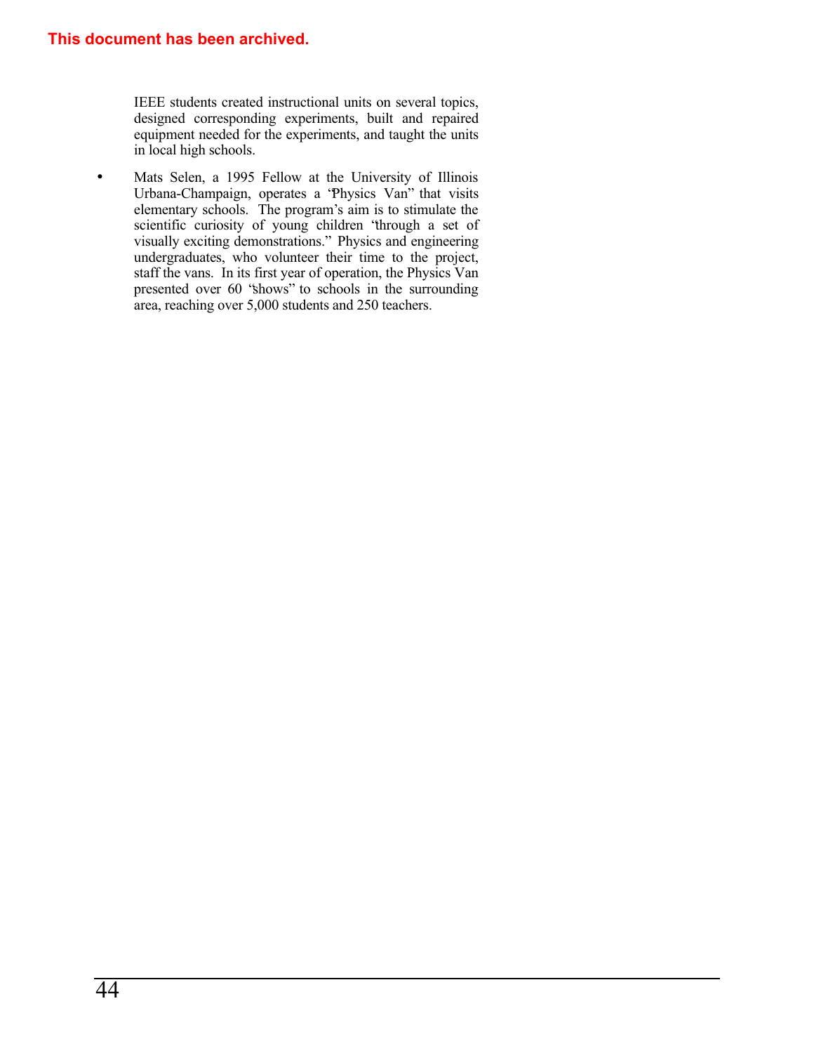**This document has been archived.**

IEEE students created instructional units on several topics, designed corresponding experiments, built and repaired equipment needed for the experiments, and taught the units in local high schools.

- Mats Selen, a 1995 Fellow at the University of Illinois Urbana-Champaign, operates a "Physics Van" that visits elementary schools. The program's aim is to stimulate the scientific curiosity of young children "through a set of visually exciting demonstrations." Physics and engineering undergraduates, who volunteer their time to the project, staff the vans. In its first year of operation, the Physics Van presented over 60 "shows" to schools in the surrounding area, reaching over 5,000 students and 250 teachers.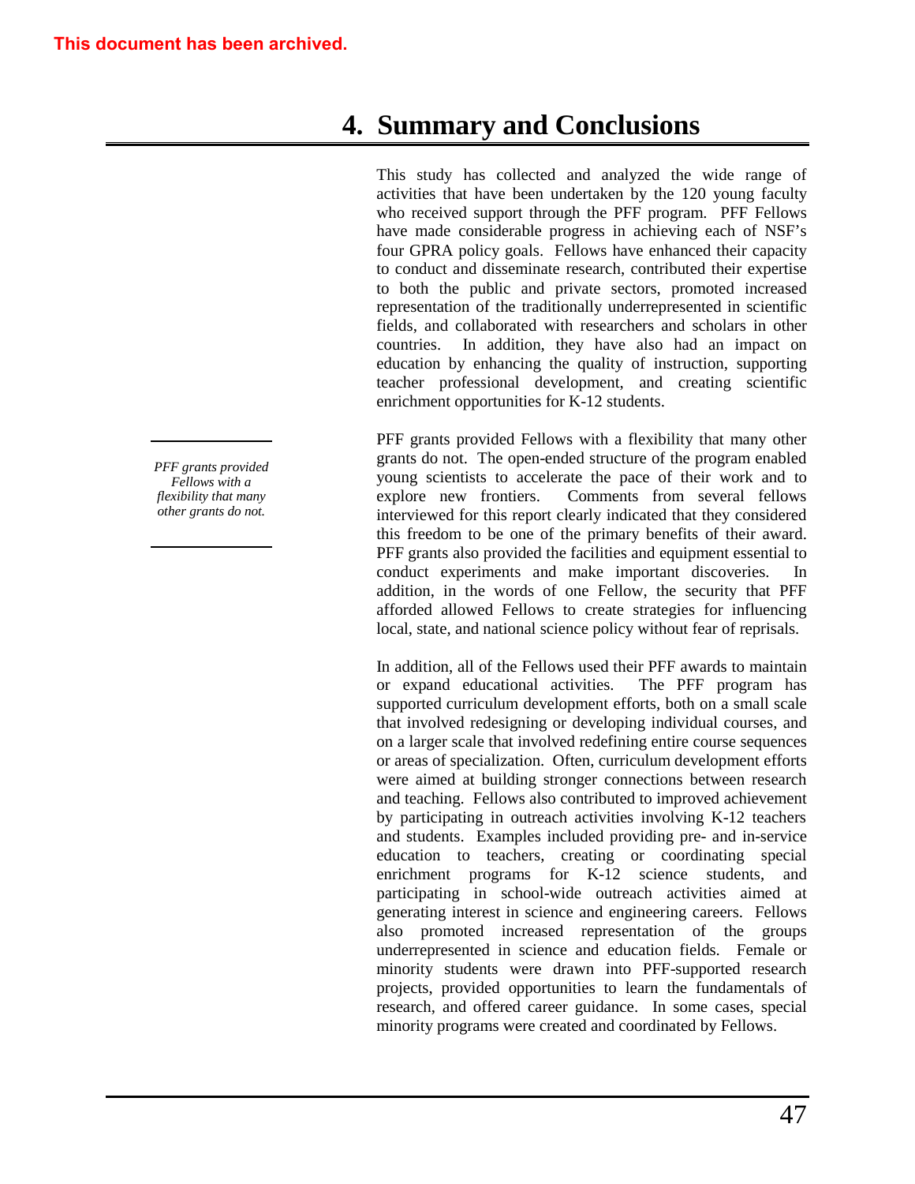This document has been archived.

# 4. Summary and Conclusions

This study has collected and analyzed the wide range of activities that have been undertaken by the 120 young faculty who received support through the PFF program. PFF Fellows have made considerable progress in achieving each of NSF's four GPRA policy goals. Fellows have enhanced their capacity to conduct and disseminate research, contributed their expertise to both the public and private sectors, promoted increased representation of the traditionally underrepresented in scientific fields, and collaborated with researchers and scholars in other countries. In addition, they have also had an impact on education by enhancing the quality of instruction, supporting teacher professional development, and creating scientific enrichment opportunities for K-12 students.

*PFF grants provided Fellows with a flexibility that many other grants do not.*

PFF grants provided Fellows with a flexibility that many other grants do not. The open-ended structure of the program enabled young scientists to accelerate the pace of their work and to explore new frontiers. Comments from several fellows interviewed for this report clearly indicated that they considered this freedom to be one of the primary benefits of their award. PFF grants also provided the facilities and equipment essential to conduct experiments and make important discoveries. In addition, in the words of one Fellow, the security that PFF afforded allowed Fellows to create strategies for influencing local, state, and national science policy without fear of reprisals.

In addition, all of the Fellows used their PFF awards to maintain or expand educational activities. The PFF program has supported curriculum development efforts, both on a small scale that involved redesigning or developing individual courses, and on a larger scale that involved redefining entire course sequences or areas of specialization. Often, curriculum development efforts were aimed at building stronger connections between research and teaching. Fellows also contributed to improved achievement by participating in outreach activities involving K-12 teachers and students. Examples included providing pre- and in-service education to teachers, creating or coordinating special enrichment programs for K-12 science students, and participating in school-wide outreach activities aimed at generating interest in science and engineering careers. Fellows also promoted increased representation of the groups underrepresented in science and education fields. Female or minority students were drawn into PFF-supported research projects, provided opportunities to learn the fundamentals of research, and offered career guidance. In some cases, special minority programs were created and coordinated by Fellows.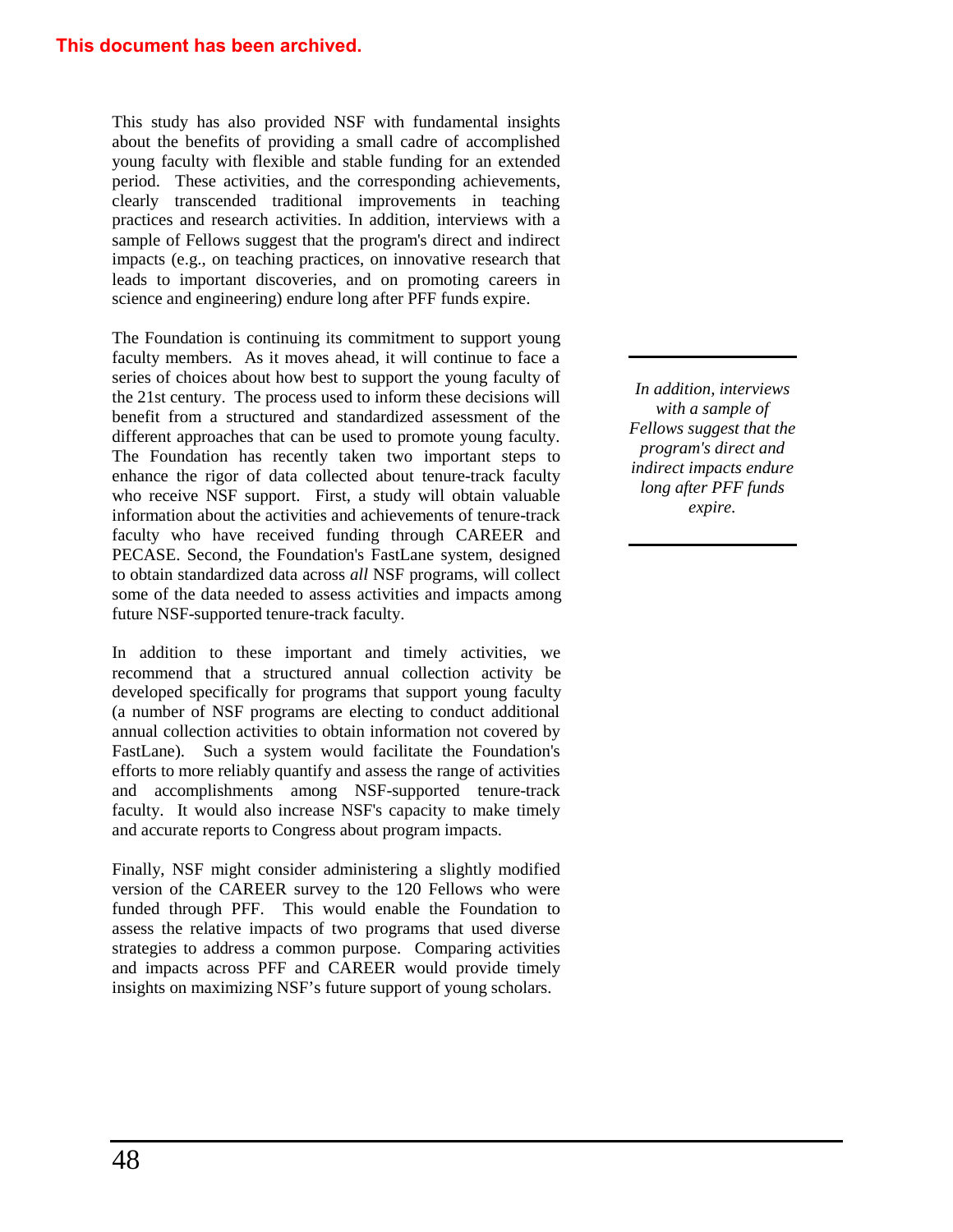**This document has been archived.**

This study has also provided NSF with fundamental insights about the benefits of providing a small cadre of accomplished young faculty with flexible and stable funding for an extended period. These activities, and the corresponding achievements, clearly transcended traditional improvements in teaching practices and research activities. In addition, interviews with a sample of Fellows suggest that the program's direct and indirect impacts (e.g., on teaching practices, on innovative research that leads to important discoveries, and on promoting careers in science and engineering) endure long after PFF funds expire.

The Foundation is continuing its commitment to support young faculty members. As it moves ahead, it will continue to face a series of choices about how best to support the young faculty of the 21st century. The process used to inform these decisions will benefit from a structured and standardized assessment of the different approaches that can be used to promote young faculty. The Foundation has recently taken two important steps to enhance the rigor of data collected about tenure-track faculty who receive NSF support. First, a study will obtain valuable information about the activities and achievements of tenure-track faculty who have received funding through CAREER and PECASE. Second, the Foundation's FastLane system, designed to obtain standardized data across *all* NSF programs, will collect some of the data needed to assess activities and impacts among future NSF-supported tenure-track faculty.

*In addition, interviews with a sample of Fellows suggest that the program's direct and indirect impacts endure long after PFF funds expire.*

In addition to these important and timely activities, we recommend that a structured annual collection activity be developed specifically for programs that support young faculty (a number of NSF programs are electing to conduct additional annual collection activities to obtain information not covered by FastLane). Such a system would facilitate the Foundation's efforts to more reliably quantify and assess the range of activities and accomplishments among NSF-supported tenure-track faculty. It would also increase NSF's capacity to make timely and accurate reports to Congress about program impacts.

Finally, NSF might consider administering a slightly modified version of the CAREER survey to the 120 Fellows who were funded through PFF. This would enable the Foundation to assess the relative impacts of two programs that used diverse strategies to address a common purpose. Comparing activities and impacts across PFF and CAREER would provide timely insights on maximizing NSF's future support of young scholars.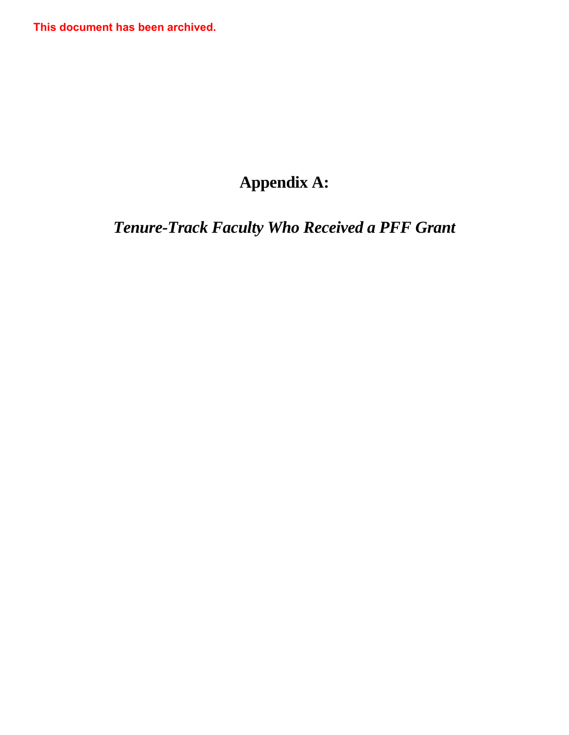This document has been archived.

# Appendix A:

## *Tenure-Track Faculty Who Received a PFF Grant*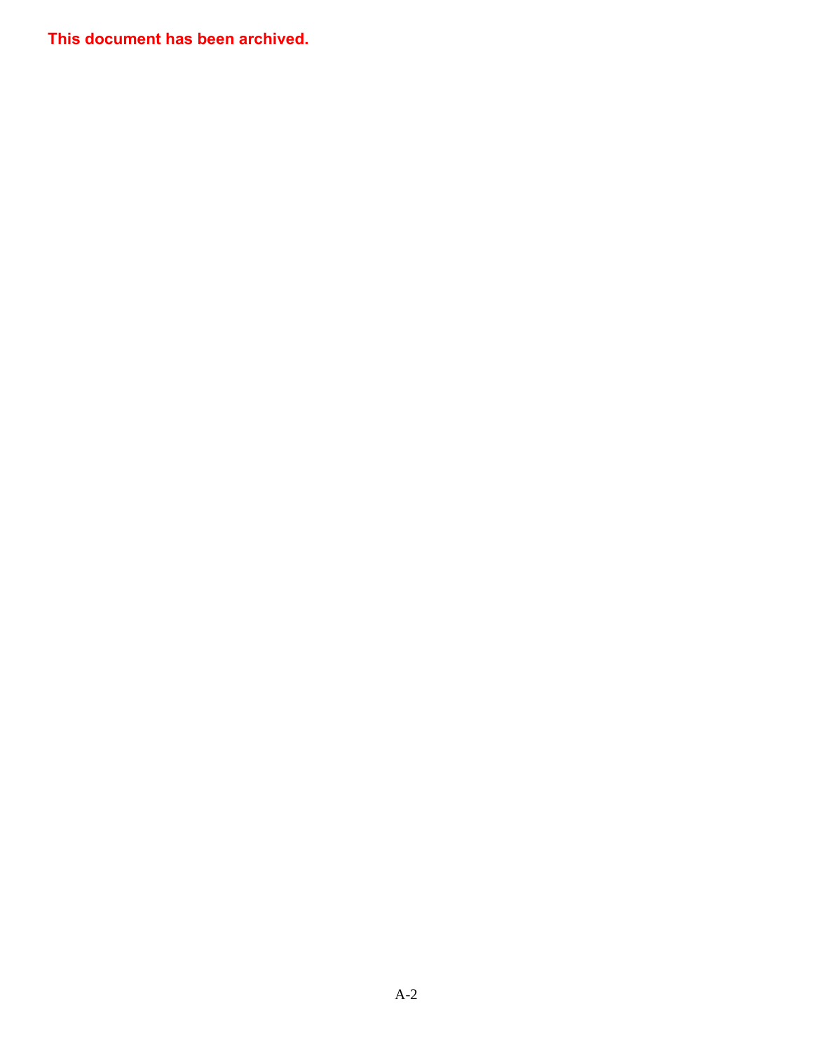This document has been archived.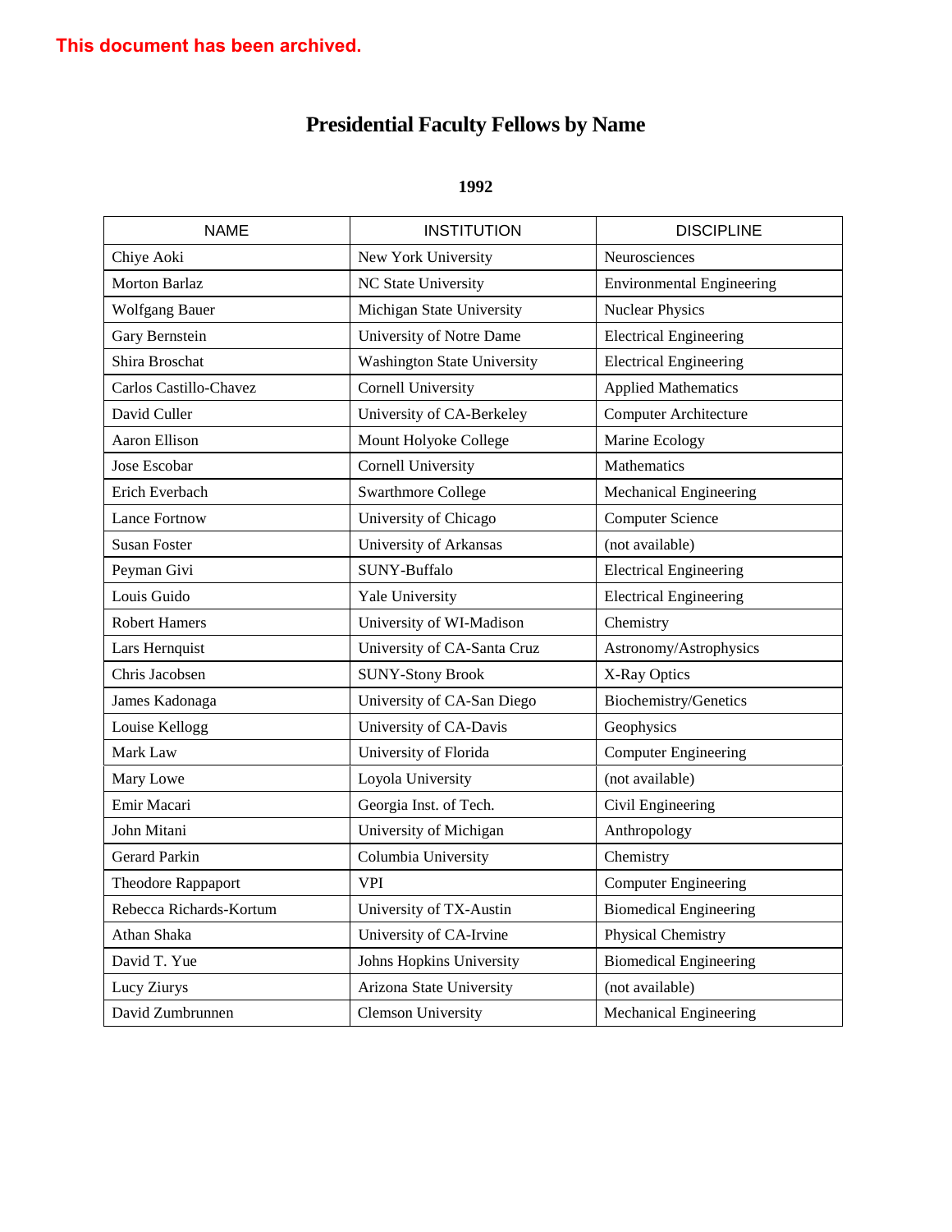This document has been archived.

# Presidential Faculty Fellows by Name

## 1992

| NAME | INSTITUTION | DISCIPLINE |
|---|---|---|
| Chiye Aoki | New York University | Neurosciences |
| Morton Barlaz | NC State University | Environmental Engineering |
| Wolfgang Bauer | Michigan State University | Nuclear Physics |
| Gary Bernstein | University of Notre Dame | Electrical Engineering |
| Shira Broschat | Washington State University | Electrical Engineering |
| Carlos Castillo-Chavez | Cornell University | Applied Mathematics |
| David Culler | University of CA-Berkeley | Computer Architecture |
| Aaron Ellison | Mount Holyoke College | Marine Ecology |
| Jose Escobar | Cornell University | Mathematics |
| Erich Everbach | Swarthmore College | Mechanical Engineering |
| Lance Fortnow | University of Chicago | Computer Science |
| Susan Foster | University of Arkansas | (not available) |
| Peyman Givi | SUNY-Buffalo | Electrical Engineering |
| Louis Guido | Yale University | Electrical Engineering |
| Robert Hamers | University of WI-Madison | Chemistry |
| Lars Hernquist | University of CA-Santa Cruz | Astronomy/Astrophysics |
| Chris Jacobsen | SUNY-Stony Brook | X-Ray Optics |
| James Kadonaga | University of CA-San Diego | Biochemistry/Genetics |
| Louise Kellogg | University of CA-Davis | Geophysics |
| Mark Law | University of Florida | Computer Engineering |
| Mary Lowe | Loyola University | (not available) |
| Emir Macari | Georgia Inst. of Tech. | Civil Engineering |
| John Mitani | University of Michigan | Anthropology |
| Gerard Parkin | Columbia University | Chemistry |
| Theodore Rappaport | VPI | Computer Engineering |
| Rebecca Richards-Kortum | University of TX-Austin | Biomedical Engineering |
| Athan Shaka | University of CA-Irvine | Physical Chemistry |
| David T. Yue | Johns Hopkins University | Biomedical Engineering |
| Lucy Ziurys | Arizona State University | (not available) |
| David Zumbrunnen | Clemson University | Mechanical Engineering |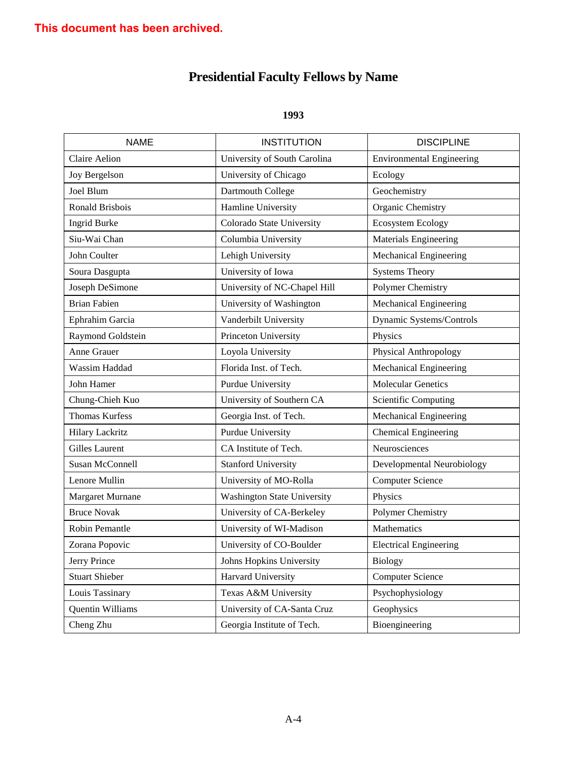This document has been archived.

# Presidential Faculty Fellows by Name

## 1993

| NAME | INSTITUTION | DISCIPLINE |
|---|---|---|
| Claire Aelion | University of South Carolina | Environmental Engineering |
| Joy Bergelson | University of Chicago | Ecology |
| Joel Blum | Dartmouth College | Geochemistry |
| Ronald Brisbois | Hamline University | Organic Chemistry |
| Ingrid Burke | Colorado State University | Ecosystem Ecology |
| Siu-Wai Chan | Columbia University | Materials Engineering |
| John Coulter | Lehigh University | Mechanical Engineering |
| Soura Dasgupta | University of Iowa | Systems Theory |
| Joseph DeSimone | University of NC-Chapel Hill | Polymer Chemistry |
| Brian Fabien | University of Washington | Mechanical Engineering |
| Ephrahim Garcia | Vanderbilt University | Dynamic Systems/Controls |
| Raymond Goldstein | Princeton University | Physics |
| Anne Grauer | Loyola University | Physical Anthropology |
| Wassim Haddad | Florida Inst. of Tech. | Mechanical Engineering |
| John Hamer | Purdue University | Molecular Genetics |
| Chung-Chieh Kuo | University of Southern CA | Scientific Computing |
| Thomas Kurfess | Georgia Inst. of Tech. | Mechanical Engineering |
| Hilary Lackritz | Purdue University | Chemical Engineering |
| Gilles Laurent | CA Institute of Tech. | Neurosciences |
| Susan McConnell | Stanford University | Developmental Neurobiology |
| Lenore Mullin | University of MO-Rolla | Computer Science |
| Margaret Murnane | Washington State University | Physics |
| Bruce Novak | University of CA-Berkeley | Polymer Chemistry |
| Robin Pemantle | University of WI-Madison | Mathematics |
| Zorana Popovic | University of CO-Boulder | Electrical Engineering |
| Jerry Prince | Johns Hopkins University | Biology |
| Stuart Shieber | Harvard University | Computer Science |
| Louis Tassinary | Texas A&M University | Psychophysiology |
| Quentin Williams | University of CA-Santa Cruz | Geophysics |
| Cheng Zhu | Georgia Institute of Tech. | Bioengineering |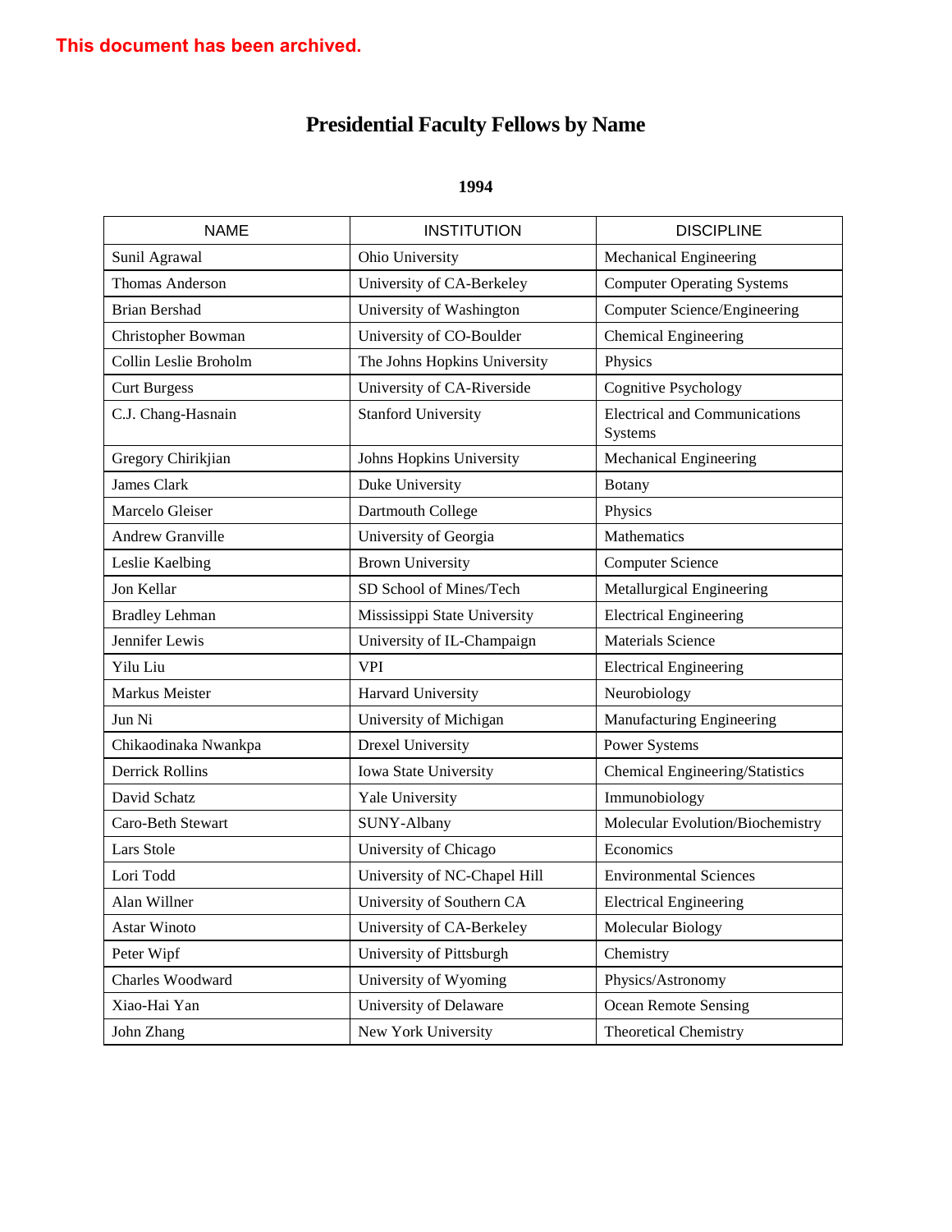This document has been archived.

# Presidential Faculty Fellows by Name

## 1994

| NAME | INSTITUTION | DISCIPLINE |
|---|---|---|
| Sunil Agrawal | Ohio University | Mechanical Engineering |
| Thomas Anderson | University of CA-Berkeley | Computer Operating Systems |
| Brian Bershad | University of Washington | Computer Science/Engineering |
| Christopher Bowman | University of CO-Boulder | Chemical Engineering |
| Collin Leslie Broholm | The Johns Hopkins University | Physics |
| Curt Burgess | University of CA-Riverside | Cognitive Psychology |
| C.J. Chang-Hasnain | Stanford University | Electrical and Communications Systems |
| Gregory Chirikjian | Johns Hopkins University | Mechanical Engineering |
| James Clark | Duke University | Botany |
| Marcelo Gleiser | Dartmouth College | Physics |
| Andrew Granville | University of Georgia | Mathematics |
| Leslie Kaelbing | Brown University | Computer Science |
| Jon Kellar | SD School of Mines/Tech | Metallurgical Engineering |
| Bradley Lehman | Mississippi State University | Electrical Engineering |
| Jennifer Lewis | University of IL-Champaign | Materials Science |
| Yilu Liu | VPI | Electrical Engineering |
| Markus Meister | Harvard University | Neurobiology |
| Jun Ni | University of Michigan | Manufacturing Engineering |
| Chikaodinaka Nwankpa | Drexel University | Power Systems |
| Derrick Rollins | Iowa State University | Chemical Engineering/Statistics |
| David Schatz | Yale University | Immunobiology |
| Caro-Beth Stewart | SUNY-Albany | Molecular Evolution/Biochemistry |
| Lars Stole | University of Chicago | Economics |
| Lori Todd | University of NC-Chapel Hill | Environmental Sciences |
| Alan Willner | University of Southern CA | Electrical Engineering |
| Astar Winoto | University of CA-Berkeley | Molecular Biology |
| Peter Wipf | University of Pittsburgh | Chemistry |
| Charles Woodward | University of Wyoming | Physics/Astronomy |
| Xiao-Hai Yan | University of Delaware | Ocean Remote Sensing |
| John Zhang | New York University | Theoretical Chemistry |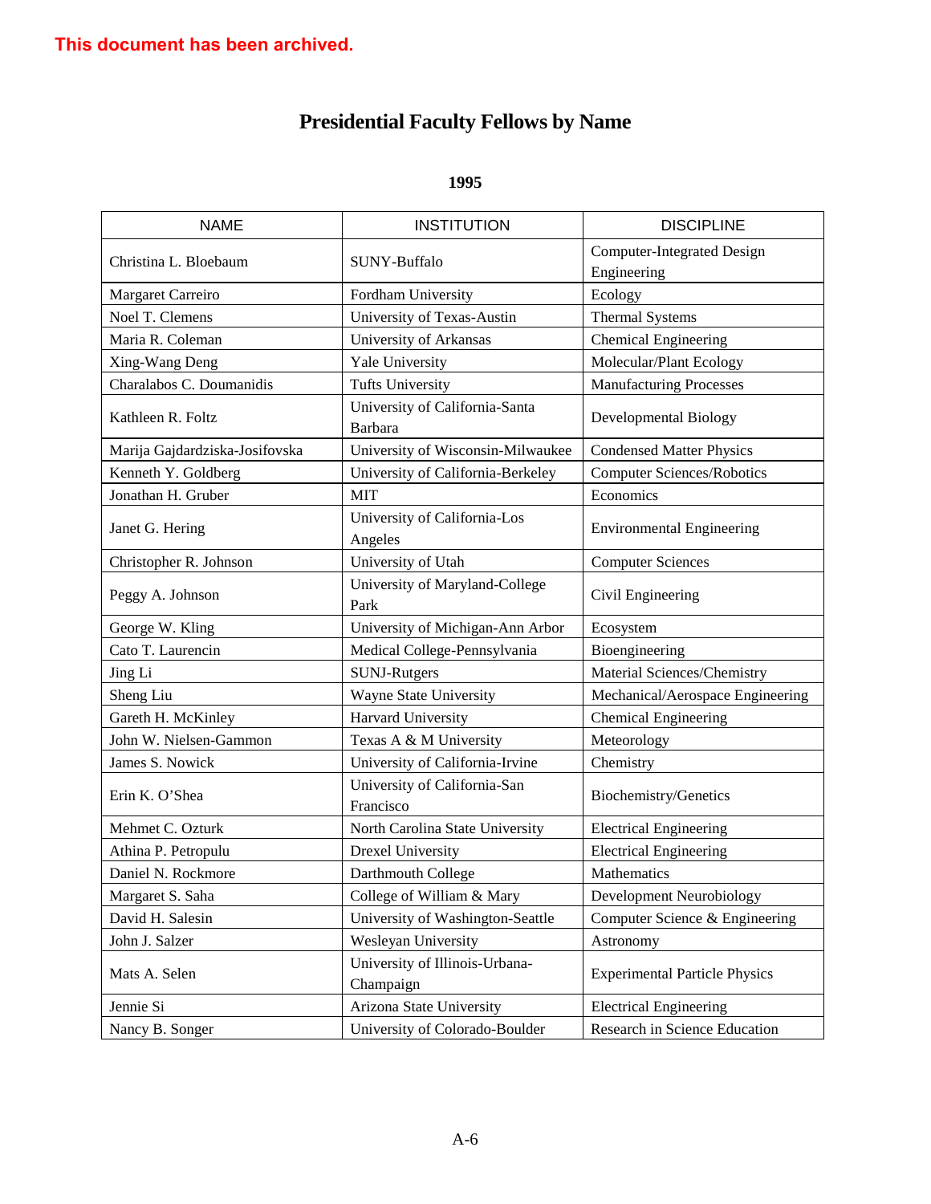This document has been archived.

# Presidential Faculty Fellows by Name

## 1995

| NAME | INSTITUTION | DISCIPLINE |
| --- | --- | --- |
| Christina L. Bloebaum | SUNY-Buffalo | Computer-Integrated Design Engineering |
| Margaret Carreiro | Fordham University | Ecology |
| Noel T. Clemens | University of Texas-Austin | Thermal Systems |
| Maria R. Coleman | University of Arkansas | Chemical Engineering |
| Xing-Wang Deng | Yale University | Molecular/Plant Ecology |
| Charalabos C. Doumanidis | Tufts University | Manufacturing Processes |
| Kathleen R. Foltz | University of California-Santa Barbara | Developmental Biology |
| Marija Gajdardziska-Josifovska | University of Wisconsin-Milwaukee | Condensed Matter Physics |
| Kenneth Y. Goldberg | University of California-Berkeley | Computer Sciences/Robotics |
| Jonathan H. Gruber | MIT | Economics |
| Janet G. Hering | University of California-Los Angeles | Environmental Engineering |
| Christopher R. Johnson | University of Utah | Computer Sciences |
| Peggy A. Johnson | University of Maryland-College Park | Civil Engineering |
| George W. Kling | University of Michigan-Ann Arbor | Ecosystem |
| Cato T. Laurencin | Medical College-Pennsylvania | Bioengineering |
| Jing Li | SUNJ-Rutgers | Material Sciences/Chemistry |
| Sheng Liu | Wayne State University | Mechanical/Aerospace Engineering |
| Gareth H. McKinley | Harvard University | Chemical Engineering |
| John W. Nielsen-Gammon | Texas A & M University | Meteorology |
| James S. Nowick | University of California-Irvine | Chemistry |
| Erin K. O'Shea | University of California-San Francisco | Biochemistry/Genetics |
| Mehmet C. Ozturk | North Carolina State University | Electrical Engineering |
| Athina P. Petropulu | Drexel University | Electrical Engineering |
| Daniel N. Rockmore | Darthmouth College | Mathematics |
| Margaret S. Saha | College of William & Mary | Development Neurobiology |
| David H. Salesin | University of Washington-Seattle | Computer Science & Engineering |
| John J. Salzer | Wesleyan University | Astronomy |
| Mats A. Selen | University of Illinois-Urbana-Champaign | Experimental Particle Physics |
| Jennie Si | Arizona State University | Electrical Engineering |
| Nancy B. Songer | University of Colorado-Boulder | Research in Science Education |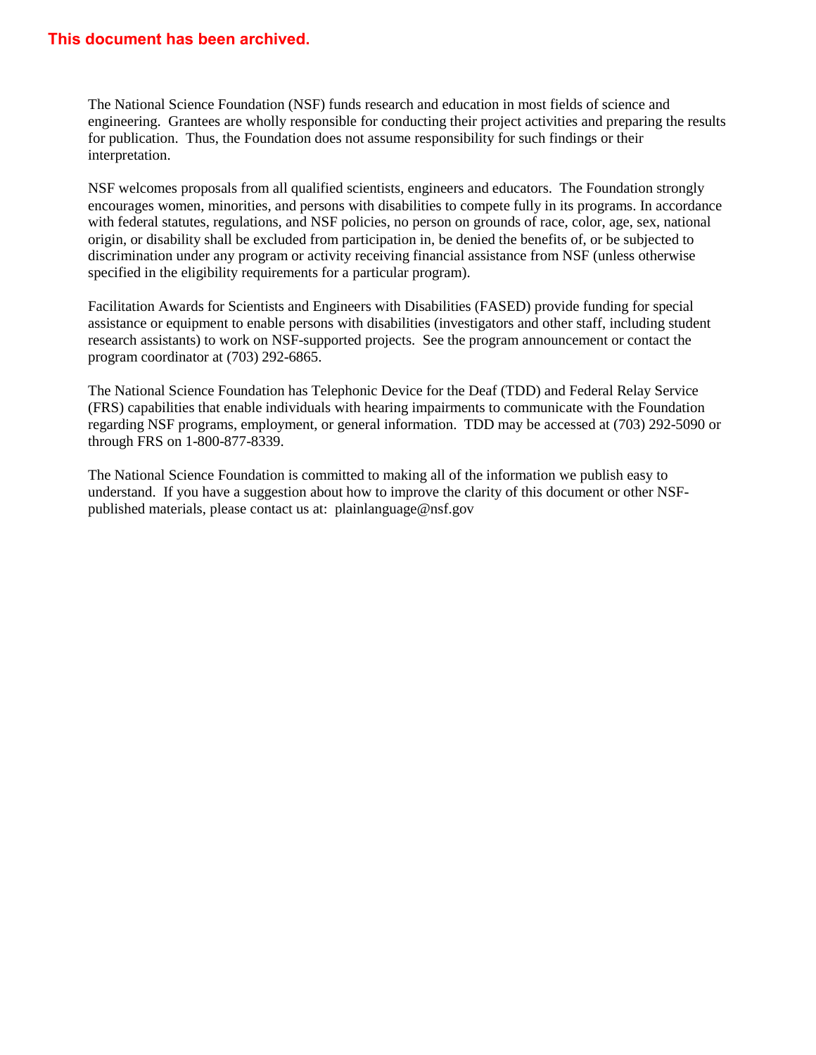**This document has been archived.**

The National Science Foundation (NSF) funds research and education in most fields of science and engineering. Grantees are wholly responsible for conducting their project activities and preparing the results for publication. Thus, the Foundation does not assume responsibility for such findings or their interpretation.

NSF welcomes proposals from all qualified scientists, engineers and educators. The Foundation strongly encourages women, minorities, and persons with disabilities to compete fully in its programs. In accordance with federal statutes, regulations, and NSF policies, no person on grounds of race, color, age, sex, national origin, or disability shall be excluded from participation in, be denied the benefits of, or be subjected to discrimination under any program or activity receiving financial assistance from NSF (unless otherwise specified in the eligibility requirements for a particular program).

Facilitation Awards for Scientists and Engineers with Disabilities (FASED) provide funding for special assistance or equipment to enable persons with disabilities (investigators and other staff, including student research assistants) to work on NSF-supported projects. See the program announcement or contact the program coordinator at (703) 292-6865.

The National Science Foundation has Telephonic Device for the Deaf (TDD) and Federal Relay Service (FRS) capabilities that enable individuals with hearing impairments to communicate with the Foundation regarding NSF programs, employment, or general information. TDD may be accessed at (703) 292-5090 or through FRS on 1-800-877-8339.

The National Science Foundation is committed to making all of the information we publish easy to understand. If you have a suggestion about how to improve the clarity of this document or other NSF-published materials, please contact us at: plainlanguage@nsf.gov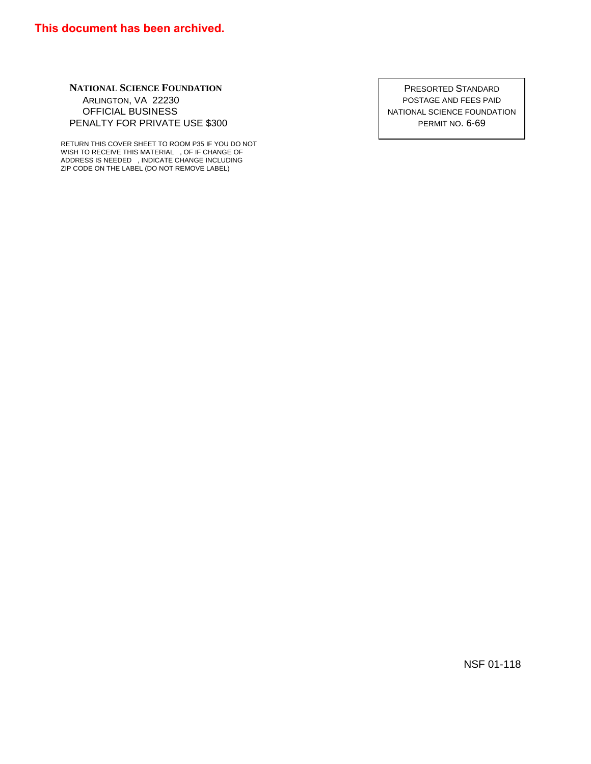**This document has been archived.**

**NATIONAL SCIENCE FOUNDATION**
ARLINGTON, VA 22230
OFFICIAL BUSINESS
PENALTY FOR PRIVATE USE $300

RETURN THIS COVER SHEET TO ROOM P35 IF YOU DO NOT WISH TO RECEIVE THIS MATERIAL , OF IF CHANGE OF ADDRESS IS NEEDED , INDICATE CHANGE INCLUDING ZIP CODE ON THE LABEL (DO NOT REMOVE LABEL)

PRESORTED STANDARD
POSTAGE AND FEES PAID
NATIONAL SCIENCE FOUNDATION
PERMIT NO. 6-69

NSF 01-118